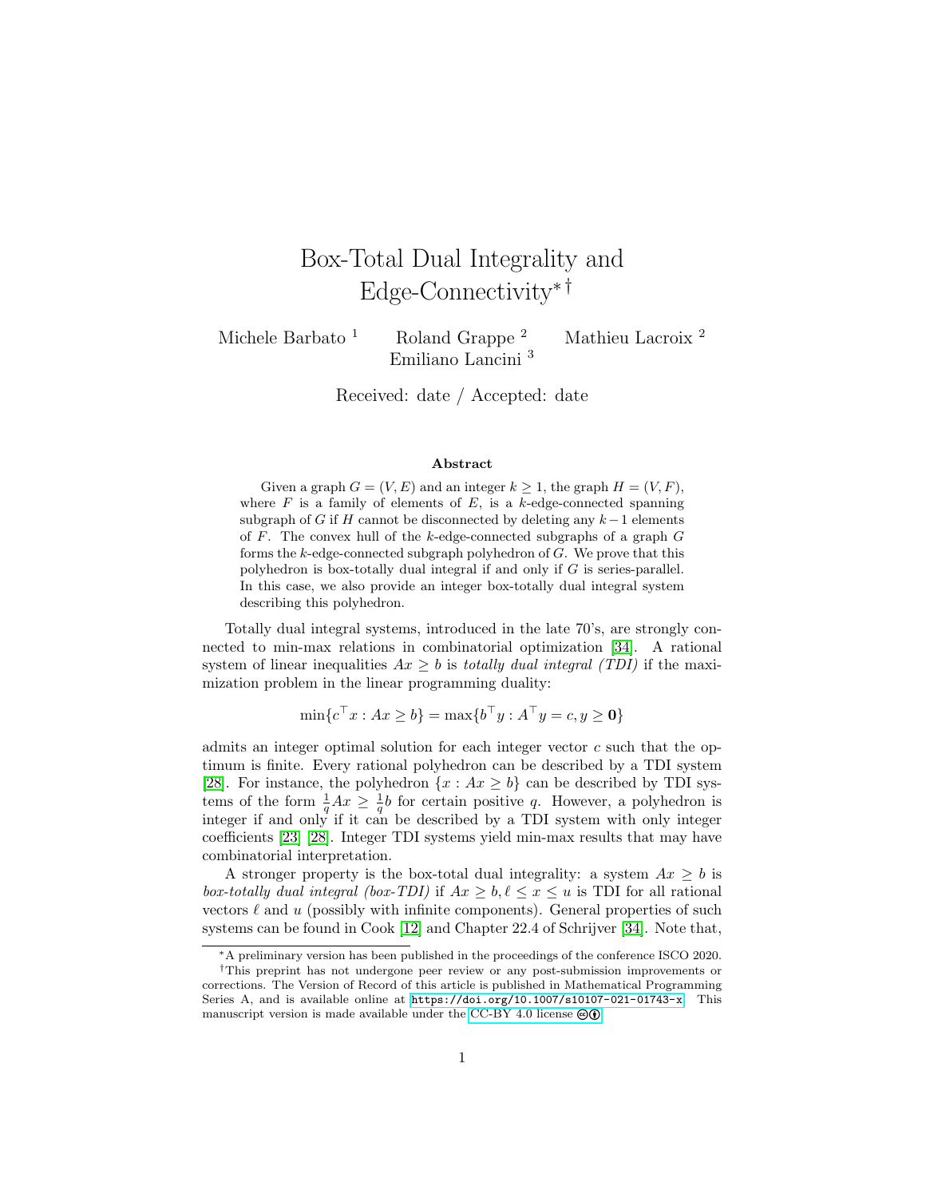# Box-Total Dual Integrality and Edge-Connectivity*†

Michele Barbato [1] Roland Grappe [2] Mathieu Lacroix [2]
Emiliano Lancini [3]

Received: date / Accepted: date

### Abstract

Given a graph $G = (V, E)$ and an integer $k \geq 1$, the graph $H = (V, F)$, where $F$ is a family of elements of $E$, is a $k$-edge-connected spanning subgraph of $G$ if $H$ cannot be disconnected by deleting any $k-1$ elements of $F$. The convex hull of the $k$-edge-connected subgraphs of a graph $G$ forms the $k$-edge-connected subgraph polyhedron of $G$. We prove that this polyhedron is box-totally dual integral if and only if $G$ is series-parallel. In this case, we also provide an integer box-totally dual integral system describing this polyhedron.

Totally dual integral systems, introduced in the late 70's, are strongly connected to min-max relations in combinatorial optimization [34]. A rational system of linear inequalities $Ax \geq b$ is *totally dual integral (TDI)* if the maximization problem in the linear programming duality:

$$\min\{c^\top x : Ax \geq b\} = \max\{b^\top y : A^\top y = c, y \geq \mathbf{0}\}$$

admits an integer optimal solution for each integer vector $c$ such that the optimum is finite. Every rational polyhedron can be described by a TDI system [28]. For instance, the polyhedron $\{x : Ax \geq b\}$ can be described by TDI systems of the form $\frac{1}{q}Ax \geq \frac{1}{q}b$ for certain positive $q$. However, a polyhedron is integer if and only if it can be described by a TDI system with only integer coefficients [23] [28]. Integer TDI systems yield min-max results that may have combinatorial interpretation.

A stronger property is the box-total dual integrality: a system $Ax \geq b$ is *box-totally dual integral (box-TDI)* if $Ax \geq b, \ell \leq x \leq u$ is TDI for all rational vectors $\ell$ and $u$ (possibly with infinite components). General properties of such systems can be found in Cook [12] and Chapter 22.4 of Schrijver [34]. Note that,

---

*A preliminary version has been published in the proceedings of the conference ISCO 2020.

†This preprint has not undergone peer review or any post-submission improvements or corrections. The Version of Record of this article is published in Mathematical Programming Series A, and is available online at https://doi.org/10.1007/s10107-021-01743-x. This manuscript version is made available under the CC-BY 4.0 license.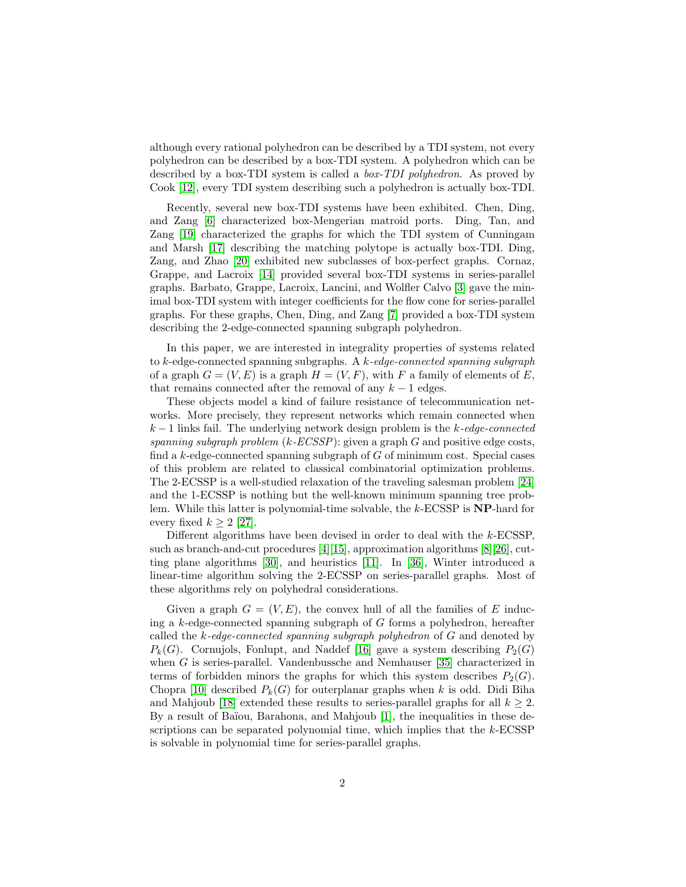although every rational polyhedron can be described by a TDI system, not every polyhedron can be described by a box-TDI system. A polyhedron which can be described by a box-TDI system is called a *box-TDI polyhedron*. As proved by Cook [12], every TDI system describing such a polyhedron is actually box-TDI.

Recently, several new box-TDI systems have been exhibited. Chen, Ding, and Zang [6] characterized box-Mengerian matroid ports. Ding, Tan, and Zang [19] characterized the graphs for which the TDI system of Cunningam and Marsh [17] describing the matching polytope is actually box-TDI. Ding, Zang, and Zhao [20] exhibited new subclasses of box-perfect graphs. Cornaz, Grappe, and Lacroix [14] provided several box-TDI systems in series-parallel graphs. Barbato, Grappe, Lacroix, Lancini, and Wolfler Calvo [3] gave the minimal box-TDI system with integer coefficients for the flow cone for series-parallel graphs. For these graphs, Chen, Ding, and Zang [7] provided a box-TDI system describing the 2-edge-connected spanning subgraph polyhedron.

In this paper, we are interested in integrality properties of systems related to $k$-edge-connected spanning subgraphs. A *$k$-edge-connected spanning subgraph* of a graph $G = (V, E)$ is a graph $H = (V, F)$, with $F$ a family of elements of $E$, that remains connected after the removal of any $k-1$ edges.

These objects model a kind of failure resistance of telecommunication networks. More precisely, they represent networks which remain connected when $k-1$ links fail. The underlying network design problem is the *$k$-edge-connected spanning subgraph problem* (*$k$-ECSSP*): given a graph $G$ and positive edge costs, find a $k$-edge-connected spanning subgraph of $G$ of minimum cost. Special cases of this problem are related to classical combinatorial optimization problems. The 2-ECSSP is a well-studied relaxation of the traveling salesman problem [24] and the 1-ECSSP is nothing but the well-known minimum spanning tree problem. While this latter is polynomial-time solvable, the $k$-ECSSP is **NP**-hard for every fixed $k \geq 2$ [27].

Different algorithms have been devised in order to deal with the $k$-ECSSP, such as branch-and-cut procedures [4][15], approximation algorithms [8][26], cutting plane algorithms [30], and heuristics [11]. In [36], Winter introduced a linear-time algorithm solving the 2-ECSSP on series-parallel graphs. Most of these algorithms rely on polyhedral considerations.

Given a graph $G = (V, E)$, the convex hull of all the families of $E$ inducing a $k$-edge-connected spanning subgraph of $G$ forms a polyhedron, hereafter called the *$k$-edge-connected spanning subgraph polyhedron* of $G$ and denoted by $P_k(G)$. Cornujols, Fonlupt, and Naddef [16] gave a system describing $P_2(G)$ when $G$ is series-parallel. Vandenbussche and Nemhauser [35] characterized in terms of forbidden minors the graphs for which this system describes $P_2(G)$. Chopra [10] described $P_k(G)$ for outerplanar graphs when $k$ is odd. Didi Biha and Mahjoub [18] extended these results to series-parallel graphs for all $k \geq 2$. By a result of Baïou, Barahona, and Mahjoub [1], the inequalities in these descriptions can be separated polynomial time, which implies that the $k$-ECSSP is solvable in polynomial time for series-parallel graphs.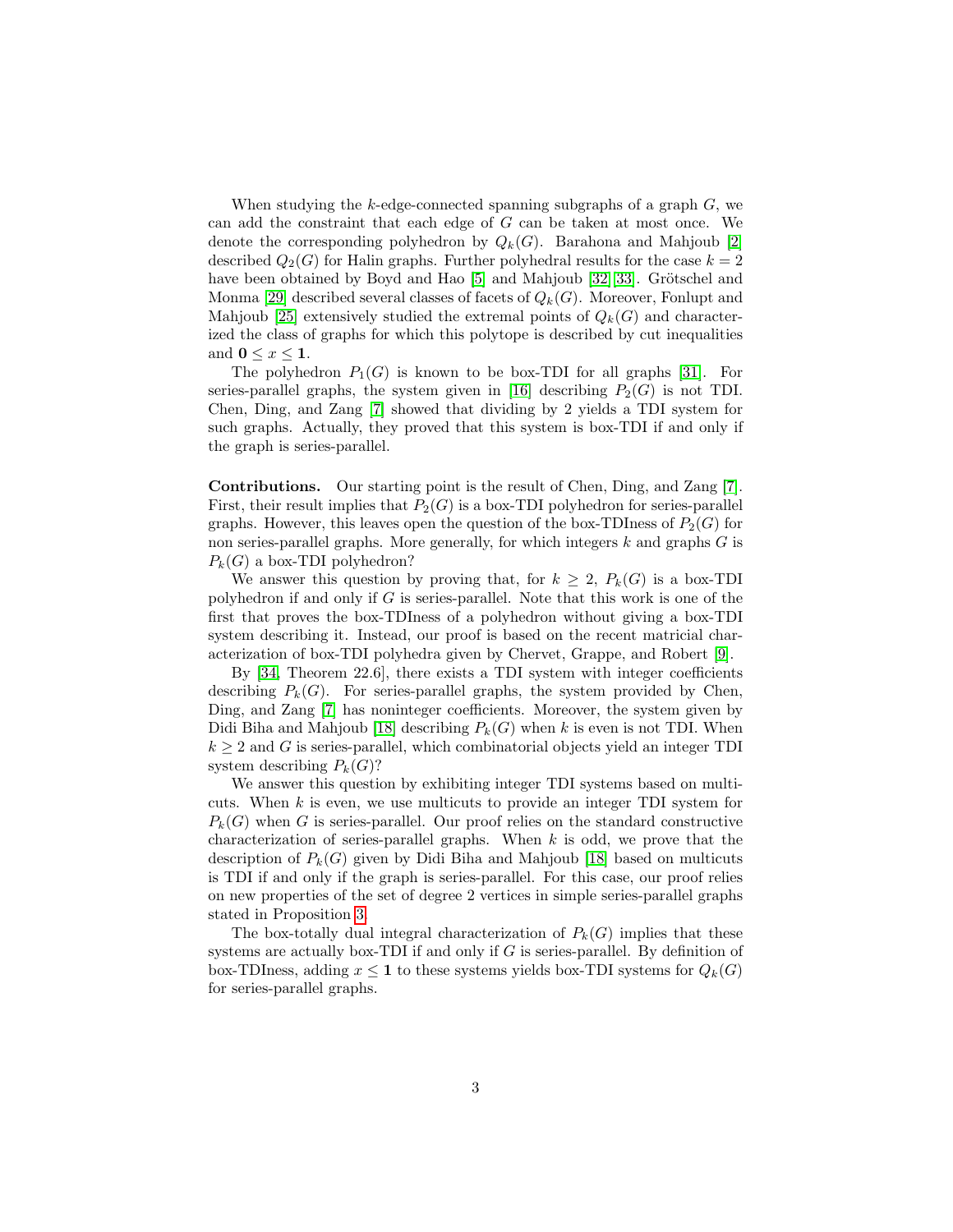When studying the $k$-edge-connected spanning subgraphs of a graph $G$, we can add the constraint that each edge of $G$ can be taken at most once. We denote the corresponding polyhedron by $Q_k(G)$. Barahona and Mahjoub [2] described $Q_2(G)$ for Halin graphs. Further polyhedral results for the case $k = 2$ have been obtained by Boyd and Hao [5] and Mahjoub [32,33]. Grötschel and Monma [29] described several classes of facets of $Q_k(G)$. Moreover, Fonlupt and Mahjoub [25] extensively studied the extremal points of $Q_k(G)$ and characterized the class of graphs for which this polytope is described by cut inequalities and $\mathbf{0} \leq x \leq \mathbf{1}$.

The polyhedron $P_1(G)$ is known to be box-TDI for all graphs [31]. For series-parallel graphs, the system given in [16] describing $P_2(G)$ is not TDI. Chen, Ding, and Zang [7] showed that dividing by 2 yields a TDI system for such graphs. Actually, they proved that this system is box-TDI if and only if the graph is series-parallel.

**Contributions.** Our starting point is the result of Chen, Ding, and Zang [7]. First, their result implies that $P_2(G)$ is a box-TDI polyhedron for series-parallel graphs. However, this leaves open the question of the box-TDIness of $P_2(G)$ for non series-parallel graphs. More generally, for which integers $k$ and graphs $G$ is $P_k(G)$ a box-TDI polyhedron?

We answer this question by proving that, for $k \geq 2$, $P_k(G)$ is a box-TDI polyhedron if and only if $G$ is series-parallel. Note that this work is one of the first that proves the box-TDIness of a polyhedron without giving a box-TDI system describing it. Instead, our proof is based on the recent matricial characterization of box-TDI polyhedra given by Chervet, Grappe, and Robert [9].

By [34, Theorem 22.6], there exists a TDI system with integer coefficients describing $P_k(G)$. For series-parallel graphs, the system provided by Chen, Ding, and Zang [7] has noninteger coefficients. Moreover, the system given by Didi Biha and Mahjoub [18] describing $P_k(G)$ when $k$ is even is not TDI. When $k \geq 2$ and $G$ is series-parallel, which combinatorial objects yield an integer TDI system describing $P_k(G)$?

We answer this question by exhibiting integer TDI systems based on multicuts. When $k$ is even, we use multicuts to provide an integer TDI system for $P_k(G)$ when $G$ is series-parallel. Our proof relies on the standard constructive characterization of series-parallel graphs. When $k$ is odd, we prove that the description of $P_k(G)$ given by Didi Biha and Mahjoub [18] based on multicuts is TDI if and only if the graph is series-parallel. For this case, our proof relies on new properties of the set of degree 2 vertices in simple series-parallel graphs stated in Proposition 3.

The box-totally dual integral characterization of $P_k(G)$ implies that these systems are actually box-TDI if and only if $G$ is series-parallel. By definition of box-TDIness, adding $x \leq \mathbf{1}$ to these systems yields box-TDI systems for $Q_k(G)$ for series-parallel graphs.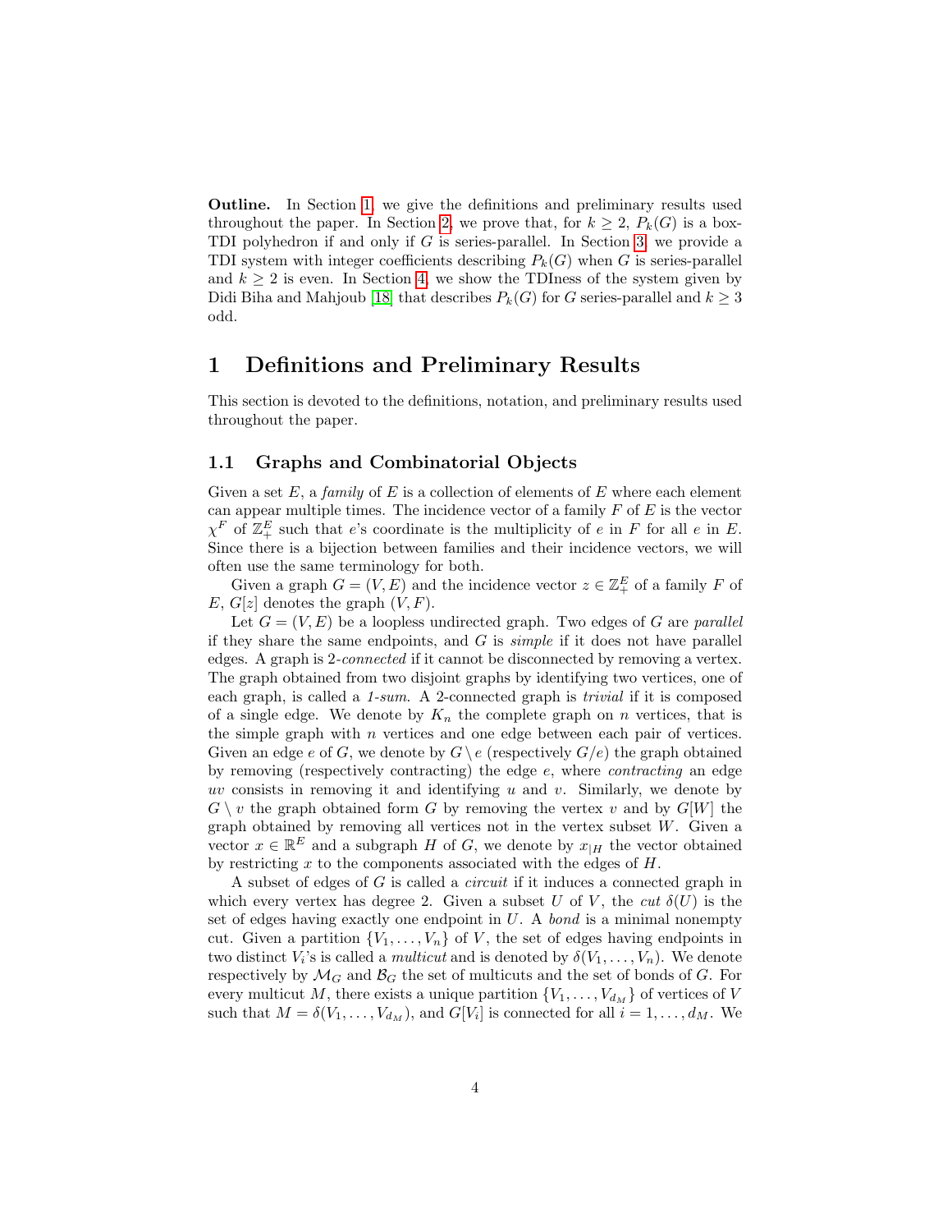**Outline.** In Section 1, we give the definitions and preliminary results used throughout the paper. In Section 2, we prove that, for $k \geq 2$, $P_k(G)$ is a box-TDI polyhedron if and only if $G$ is series-parallel. In Section 3, we provide a TDI system with integer coefficients describing $P_k(G)$ when $G$ is series-parallel and $k \geq 2$ is even. In Section 4, we show the TDIness of the system given by Didi Biha and Mahjoub [18] that describes $P_k(G)$ for $G$ series-parallel and $k \geq 3$ odd.

# 1 Definitions and Preliminary Results

This section is devoted to the definitions, notation, and preliminary results used throughout the paper.

## 1.1 Graphs and Combinatorial Objects

Given a set $E$, a *family* of $E$ is a collection of elements of $E$ where each element can appear multiple times. The incidence vector of a family $F$ of $E$ is the vector $\chi^F$ of $\mathbb{Z}_+^E$ such that $e$'s coordinate is the multiplicity of $e$ in $F$ for all $e$ in $E$. Since there is a bijection between families and their incidence vectors, we will often use the same terminology for both.

Given a graph $G = (V, E)$ and the incidence vector $z \in \mathbb{Z}_+^E$ of a family $F$ of $E$, $G[z]$ denotes the graph $(V, F)$.

Let $G = (V, E)$ be a loopless undirected graph. Two edges of $G$ are *parallel* if they share the same endpoints, and $G$ is *simple* if it does not have parallel edges. A graph is 2-*connected* if it cannot be disconnected by removing a vertex. The graph obtained from two disjoint graphs by identifying two vertices, one of each graph, is called a *1-sum*. A 2-connected graph is *trivial* if it is composed of a single edge. We denote by $K_n$ the complete graph on $n$ vertices, that is the simple graph with $n$ vertices and one edge between each pair of vertices. Given an edge $e$ of $G$, we denote by $G \setminus e$ (respectively $G/e$) the graph obtained by removing (respectively contracting) the edge $e$, where *contracting* an edge $uv$ consists in removing it and identifying $u$ and $v$. Similarly, we denote by $G \setminus v$ the graph obtained form $G$ by removing the vertex $v$ and by $G[W]$ the graph obtained by removing all vertices not in the vertex subset $W$. Given a vector $x \in \mathbb{R}^E$ and a subgraph $H$ of $G$, we denote by $x_{|H}$ the vector obtained by restricting $x$ to the components associated with the edges of $H$.

A subset of edges of $G$ is called a *circuit* if it induces a connected graph in which every vertex has degree 2. Given a subset $U$ of $V$, the *cut* $\delta(U)$ is the set of edges having exactly one endpoint in $U$. A *bond* is a minimal nonempty cut. Given a partition $\{V_1, \ldots, V_n\}$ of $V$, the set of edges having endpoints in two distinct $V_i$'s is called a *multicut* and is denoted by $\delta(V_1, \ldots, V_n)$. We denote respectively by $\mathcal{M}_G$ and $\mathcal{B}_G$ the set of multicuts and the set of bonds of $G$. For every multicut $M$, there exists a unique partition $\{V_1, \ldots, V_{d_M}\}$ of vertices of $V$ such that $M = \delta(V_1, \ldots, V_{d_M})$, and $G[V_i]$ is connected for all $i = 1, \ldots, d_M$. We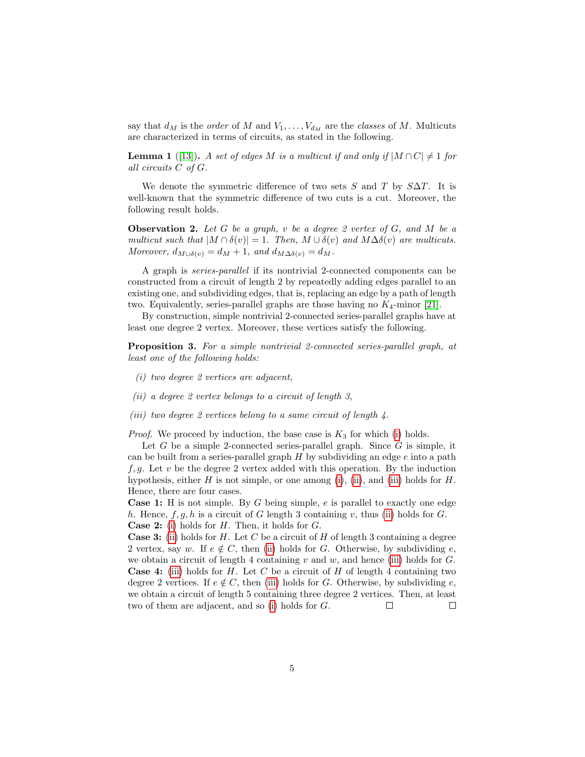say that $d_M$ is the *order* of $M$ and $V_1, \ldots, V_{d_M}$ are the *classes* of $M$. Multicuts are characterized in terms of circuits, as stated in the following.

**Lemma 1** ([13]). *A set of edges $M$ is a multicut if and only if $|M \cap C| \neq 1$ for all circuits $C$ of $G$.*

We denote the symmetric difference of two sets $S$ and $T$ by $S\Delta T$. It is well-known that the symmetric difference of two cuts is a cut. Moreover, the following result holds.

**Observation 2.** *Let $G$ be a graph, $v$ be a degree 2 vertex of $G$, and $M$ be a multicut such that $|M \cap \delta(v)| = 1$. Then, $M \cup \delta(v)$ and $M \Delta \delta(v)$ are multicuts. Moreover, $d_{M\cup\delta(v)} = d_M + 1$, and $d_{M\Delta\delta(v)} = d_M$.*

A graph is *series-parallel* if its nontrivial 2-connected components can be constructed from a circuit of length 2 by repeatedly adding edges parallel to an existing one, and subdividing edges, that is, replacing an edge by a path of length two. Equivalently, series-parallel graphs are those having no $K_4$-minor [21].

By construction, simple nontrivial 2-connected series-parallel graphs have at least one degree 2 vertex. Moreover, these vertices satisfy the following.

**Proposition 3.** *For a simple nontrivial 2-connected series-parallel graph, at least one of the following holds:*

*(i) two degree 2 vertices are adjacent,*

*(ii) a degree 2 vertex belongs to a circuit of length 3,*

*(iii) two degree 2 vertices belong to a same circuit of length 4.*

*Proof.* We proceed by induction, the base case is $K_3$ for which (i) holds.

Let $G$ be a simple 2-connected series-parallel graph. Since $G$ is simple, it can be built from a series-parallel graph $H$ by subdividing an edge $e$ into a path $f, g$. Let $v$ be the degree 2 vertex added with this operation. By the induction hypothesis, either $H$ is not simple, or one among (i), (ii), and (iii) holds for $H$. Hence, there are four cases.

**Case 1:** H is not simple. By $G$ being simple, $e$ is parallel to exactly one edge $h$. Hence, $f, g, h$ is a circuit of $G$ length 3 containing $v$, thus (ii) holds for $G$.

**Case 2:** (i) holds for $H$. Then, it holds for $G$.

**Case 3:** (ii) holds for $H$. Let $C$ be a circuit of $H$ of length 3 containing a degree 2 vertex, say $w$. If $e \notin C$, then (ii) holds for $G$. Otherwise, by subdividing $e$, we obtain a circuit of length 4 containing $v$ and $w$, and hence (iii) holds for $G$.

**Case 4:** (iii) holds for $H$. Let $C$ be a circuit of $H$ of length 4 containing two degree 2 vertices. If $e \notin C$, then (iii) holds for $G$. Otherwise, by subdividing $e$, we obtain a circuit of length 5 containing three degree 2 vertices. Then, at least two of them are adjacent, and so (i) holds for $G$. □ □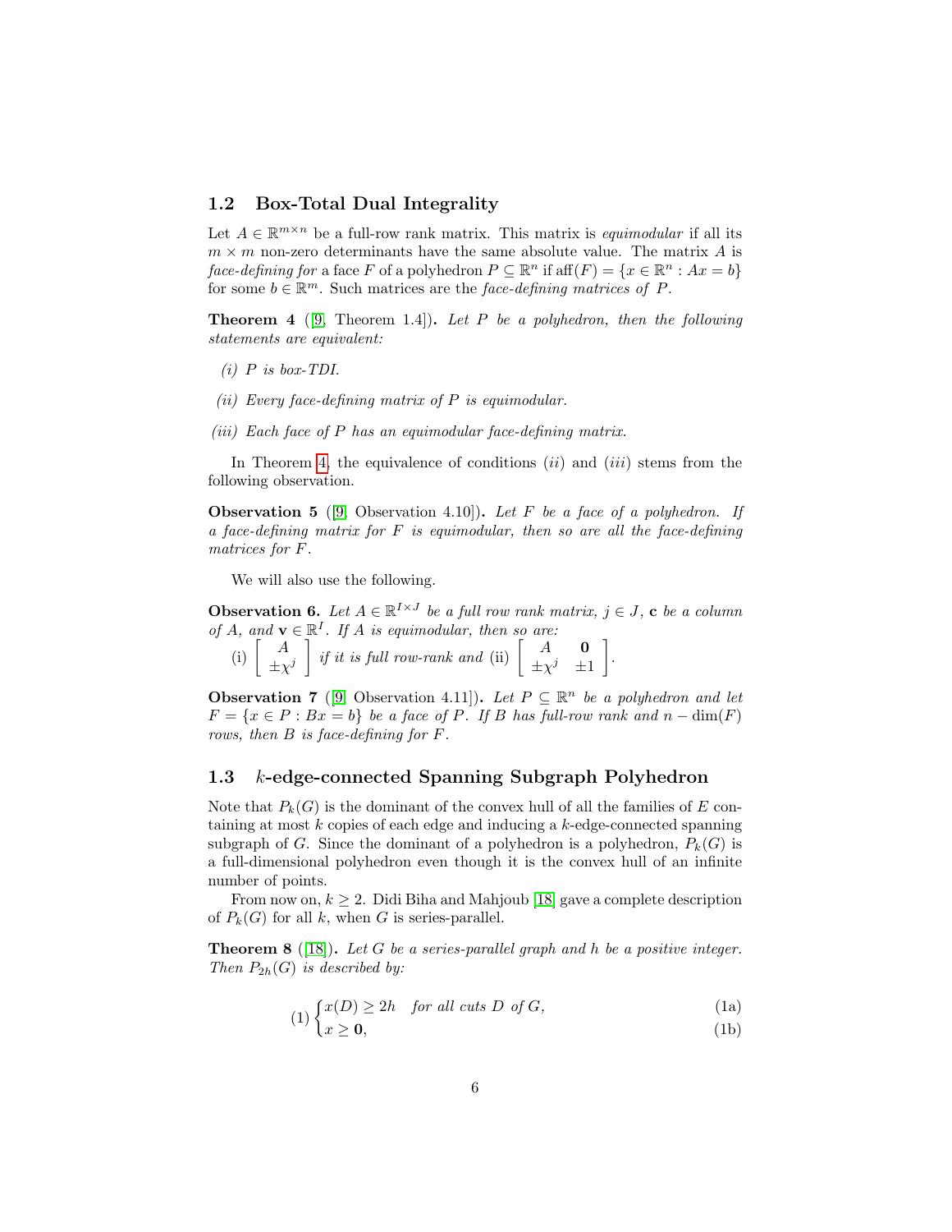## 1.2 Box-Total Dual Integrality

Let $A \in \mathbb{R}^{m \times n}$ be a full-row rank matrix. This matrix is *equimodular* if all its $m \times m$ non-zero determinants have the same absolute value. The matrix $A$ is *face-defining for* a face $F$ of a polyhedron $P \subseteq \mathbb{R}^n$ if $\text{aff}(F) = \{x \in \mathbb{R}^n : Ax = b\}$ for some $b \in \mathbb{R}^m$. Such matrices are the *face-defining matrices of* $P$.

**Theorem 4** ([9, Theorem 1.4])**.** *Let $P$ be a polyhedron, then the following statements are equivalent:*

*(i) $P$ is box-TDI.*

*(ii) Every face-defining matrix of $P$ is equimodular.*

*(iii) Each face of $P$ has an equimodular face-defining matrix.*

In Theorem 4, the equivalence of conditions $(ii)$ and $(iii)$ stems from the following observation.

**Observation 5** ([9, Observation 4.10])**.** *Let $F$ be a face of a polyhedron. If a face-defining matrix for $F$ is equimodular, then so are all the face-defining matrices for $F$.*

We will also use the following.

**Observation 6.** *Let $A \in \mathbb{R}^{I \times J}$ be a full row rank matrix, $j \in J$, $\mathbf{c}$ be a column of $A$, and $\mathbf{v} \in \mathbb{R}^I$. If $A$ is equimodular, then so are:*

(i) $\begin{bmatrix} A \\ \pm\chi^j \end{bmatrix}$ *if it is full row-rank and* (ii) $\begin{bmatrix} A & \mathbf{0} \\ \pm\chi^j & \pm 1 \end{bmatrix}$.

**Observation 7** ([9, Observation 4.11])**.** *Let $P \subseteq \mathbb{R}^n$ be a polyhedron and let $F = \{x \in P : Bx = b\}$ be a face of $P$. If $B$ has full-row rank and $n - \dim(F)$ rows, then $B$ is face-defining for $F$.*

## 1.3 $k$-edge-connected Spanning Subgraph Polyhedron

Note that $P_k(G)$ is the dominant of the convex hull of all the families of $E$ containing at most $k$ copies of each edge and inducing a $k$-edge-connected spanning subgraph of $G$. Since the dominant of a polyhedron is a polyhedron, $P_k(G)$ is a full-dimensional polyhedron even though it is the convex hull of an infinite number of points.

From now on, $k \geq 2$. Didi Biha and Mahjoub [18] gave a complete description of $P_k(G)$ for all $k$, when $G$ is series-parallel.

**Theorem 8** ([18])**.** *Let $G$ be a series-parallel graph and $h$ be a positive integer. Then $P_{2h}(G)$ is described by:*

$$(1)\begin{cases} x(D) \geq 2h \quad \text{for all cuts } D \text{ of } G, & \text{(1a)} \\ x \geq \mathbf{0}, & \text{(1b)} \end{cases}$$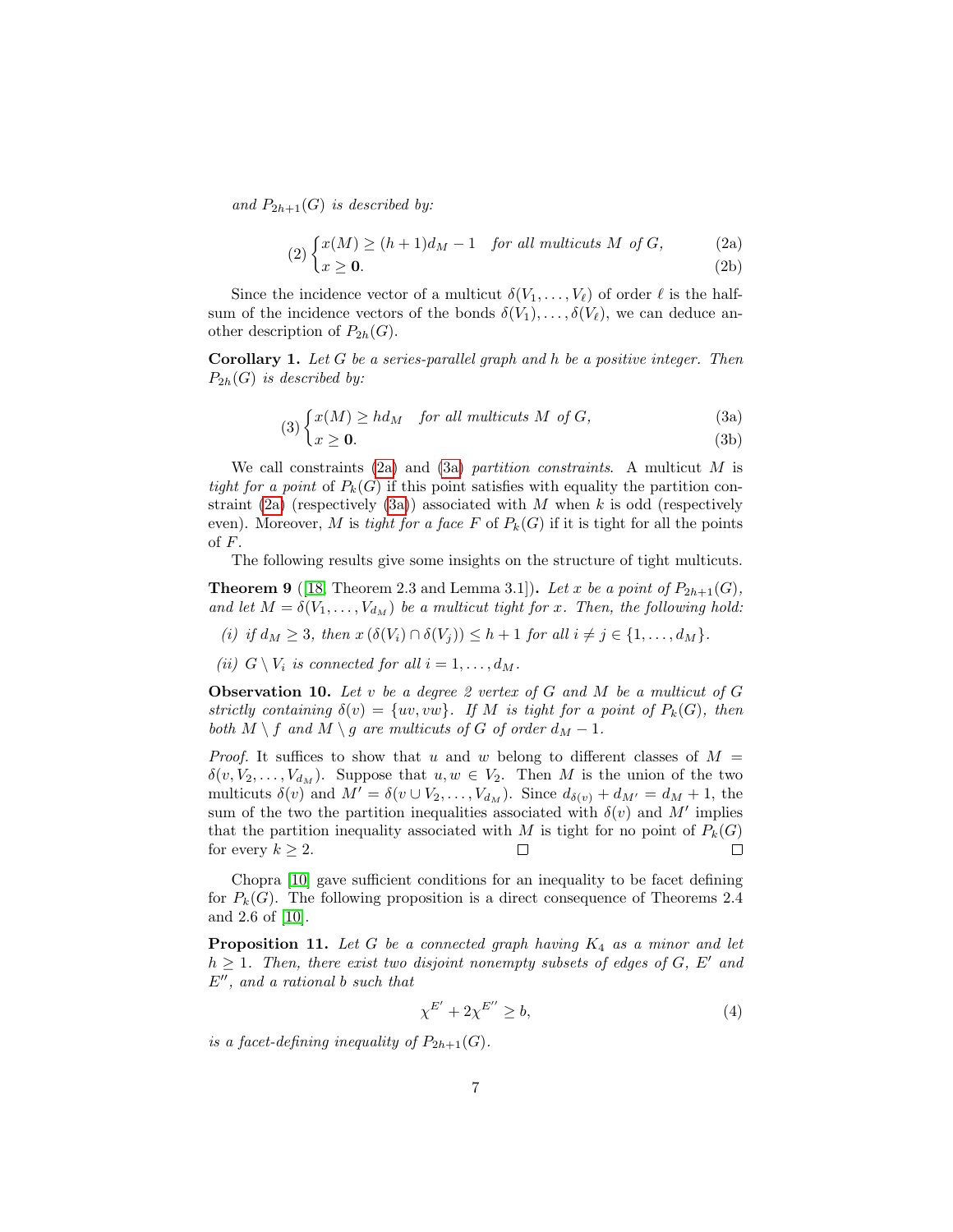*and $P_{2h+1}(G)$ is described by:*

$$(2) \begin{cases} x(M) \geq (h+1)d_M - 1 \quad \textit{for all multicuts } M \textit{ of } G, & \text{(2a)} \\ x \geq \mathbf{0}. & \text{(2b)} \end{cases}$$

Since the incidence vector of a multicut $\delta(V_1, \ldots, V_\ell)$ of order $\ell$ is the half-sum of the incidence vectors of the bonds $\delta(V_1), \ldots, \delta(V_\ell)$, we can deduce another description of $P_{2h}(G)$.

**Corollary 1.** *Let $G$ be a series-parallel graph and $h$ be a positive integer. Then $P_{2h}(G)$ is described by:*

$$(3) \begin{cases} x(M) \geq hd_M \quad \textit{for all multicuts } M \textit{ of } G, & \text{(3a)} \\ x \geq \mathbf{0}. & \text{(3b)} \end{cases}$$

We call constraints (2a) and (3a) *partition constraints*. A multicut $M$ is *tight for a point* of $P_k(G)$ if this point satisfies with equality the partition constraint (2a) (respectively (3a)) associated with $M$ when $k$ is odd (respectively even). Moreover, $M$ is *tight for a face* $F$ of $P_k(G)$ if it is tight for all the points of $F$.

The following results give some insights on the structure of tight multicuts.

**Theorem 9** ([18, Theorem 2.3 and Lemma 3.1]). *Let $x$ be a point of $P_{2h+1}(G)$, and let $M = \delta(V_1, \ldots, V_{d_M})$ be a multicut tight for $x$. Then, the following hold:*

*(i) if $d_M \geq 3$, then $x(\delta(V_i) \cap \delta(V_j)) \leq h+1$ for all $i \neq j \in \{1, \ldots, d_M\}$.*

*(ii) $G \setminus V_i$ is connected for all $i = 1, \ldots, d_M$.*

**Observation 10.** *Let $v$ be a degree 2 vertex of $G$ and $M$ be a multicut of $G$ strictly containing $\delta(v) = \{uv, vw\}$. If $M$ is tight for a point of $P_k(G)$, then both $M \setminus f$ and $M \setminus g$ are multicuts of $G$ of order $d_M - 1$.*

*Proof.* It suffices to show that $u$ and $w$ belong to different classes of $M = \delta(v, V_2, \ldots, V_{d_M})$. Suppose that $u, w \in V_2$. Then $M$ is the union of the two multicuts $\delta(v)$ and $M' = \delta(v \cup V_2, \ldots, V_{d_M})$. Since $d_{\delta(v)} + d_{M'} = d_M + 1$, the sum of the two the partition inequalities associated with $\delta(v)$ and $M'$ implies that the partition inequality associated with $M$ is tight for no point of $P_k(G)$ for every $k \geq 2$. □ □

Chopra [10] gave sufficient conditions for an inequality to be facet defining for $P_k(G)$. The following proposition is a direct consequence of Theorems 2.4 and 2.6 of [10].

**Proposition 11.** *Let $G$ be a connected graph having $K_4$ as a minor and let $h \geq 1$. Then, there exist two disjoint nonempty subsets of edges of $G$, $E'$ and $E''$, and a rational $b$ such that*

$$\chi^{E'} + 2\chi^{E''} \geq b, \tag{4}$$

*is a facet-defining inequality of $P_{2h+1}(G)$.*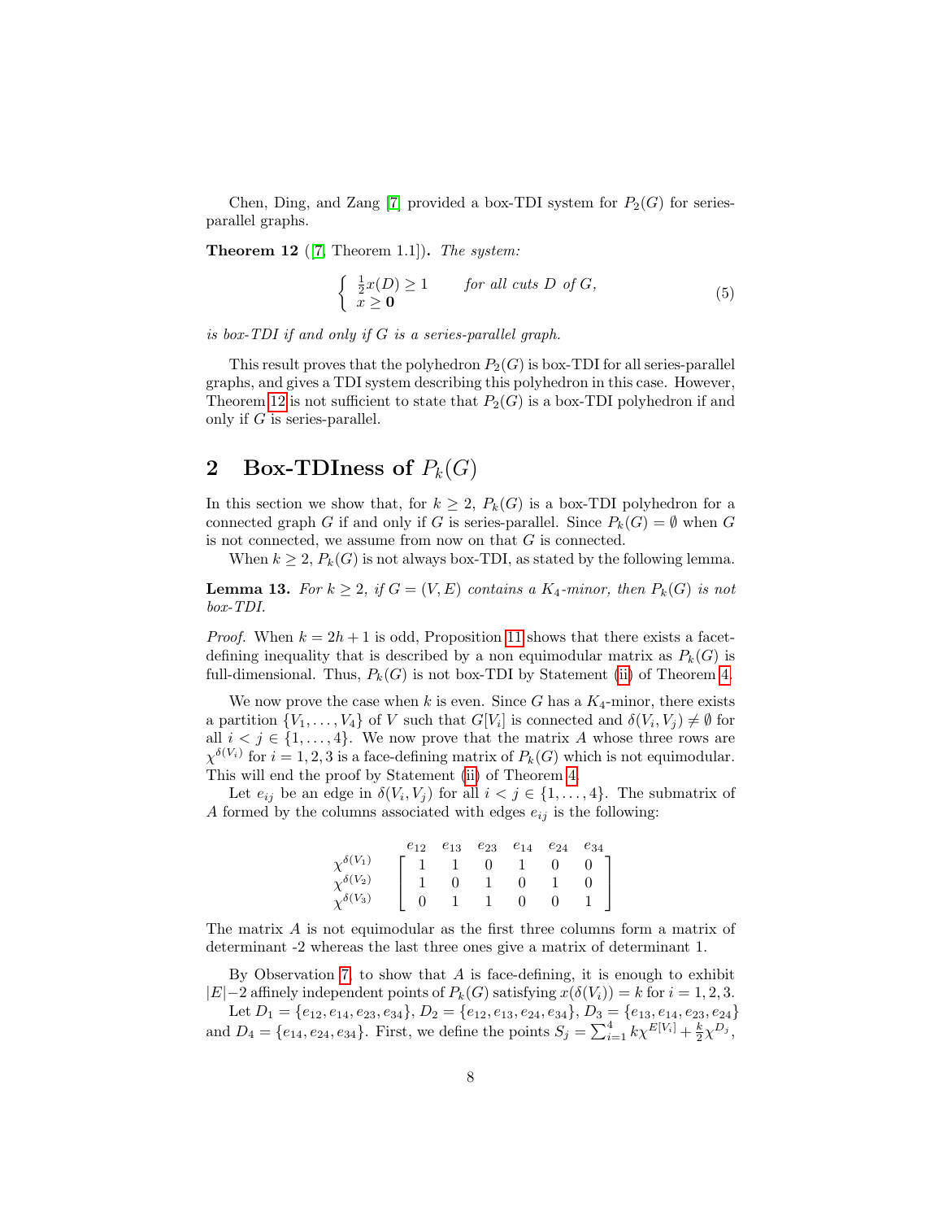Chen, Ding, and Zang [7] provided a box-TDI system for $P_2(G)$ for series-parallel graphs.

**Theorem 12** ([7, Theorem 1.1])**.** *The system:*

$$\left\{ \begin{array}{ll} \frac{1}{2}x(D) \geq 1 & \text{for all cuts } D \text{ of } G, \\ x \geq \mathbf{0} & \end{array} \right. \tag{5}$$

*is box-TDI if and only if $G$ is a series-parallel graph.*

This result proves that the polyhedron $P_2(G)$ is box-TDI for all series-parallel graphs, and gives a TDI system describing this polyhedron in this case. However, Theorem 12 is not sufficient to state that $P_2(G)$ is a box-TDI polyhedron if and only if $G$ is series-parallel.

## 2 Box-TDIness of $P_k(G)$

In this section we show that, for $k \geq 2$, $P_k(G)$ is a box-TDI polyhedron for a connected graph $G$ if and only if $G$ is series-parallel. Since $P_k(G) = \emptyset$ when $G$ is not connected, we assume from now on that $G$ is connected.

When $k \geq 2$, $P_k(G)$ is not always box-TDI, as stated by the following lemma.

**Lemma 13.** *For $k \geq 2$, if $G = (V, E)$ contains a $K_4$-minor, then $P_k(G)$ is not box-TDI.*

*Proof.* When $k = 2h + 1$ is odd, Proposition 11 shows that there exists a facet-defining inequality that is described by a non equimodular matrix as $P_k(G)$ is full-dimensional. Thus, $P_k(G)$ is not box-TDI by Statement (ii) of Theorem 4.

We now prove the case when $k$ is even. Since $G$ has a $K_4$-minor, there exists a partition $\{V_1, \dots, V_4\}$ of $V$ such that $G[V_i]$ is connected and $\delta(V_i, V_j) \neq \emptyset$ for all $i < j \in \{1, \dots, 4\}$. We now prove that the matrix $A$ whose three rows are $\chi^{\delta(V_i)}$ for $i = 1, 2, 3$ is a face-defining matrix of $P_k(G)$ which is not equimodular. This will end the proof by Statement (ii) of Theorem 4.

Let $e_{ij}$ be an edge in $\delta(V_i, V_j)$ for all $i < j \in \{1, \dots, 4\}$. The submatrix of $A$ formed by the columns associated with edges $e_{ij}$ is the following:

$$\begin{array}{c} \\ \chi^{\delta(V_1)} \\ \chi^{\delta(V_2)} \\ \chi^{\delta(V_3)} \end{array} \begin{array}{c} \begin{array}{cccccc} e_{12} & e_{13} & e_{23} & e_{14} & e_{24} & e_{34} \end{array} \\ \left[ \begin{array}{cccccc} 1 & 1 & 0 & 1 & 0 & 0 \\ 1 & 0 & 1 & 0 & 1 & 0 \\ 0 & 1 & 1 & 0 & 0 & 1 \end{array} \right] \end{array}$$

The matrix $A$ is not equimodular as the first three columns form a matrix of determinant -2 whereas the last three ones give a matrix of determinant 1.

By Observation 7, to show that $A$ is face-defining, it is enough to exhibit $|E|-2$ affinely independent points of $P_k(G)$ satisfying $x(\delta(V_i)) = k$ for $i = 1, 2, 3$.

Let $D_1 = \{e_{12}, e_{14}, e_{23}, e_{34}\}$, $D_2 = \{e_{12}, e_{13}, e_{24}, e_{34}\}$, $D_3 = \{e_{13}, e_{14}, e_{23}, e_{24}\}$ and $D_4 = \{e_{14}, e_{24}, e_{34}\}$. First, we define the points $S_j = \sum_{i=1}^{4} k\chi^{E[V_i]} + \frac{k}{2}\chi^{D_j}$,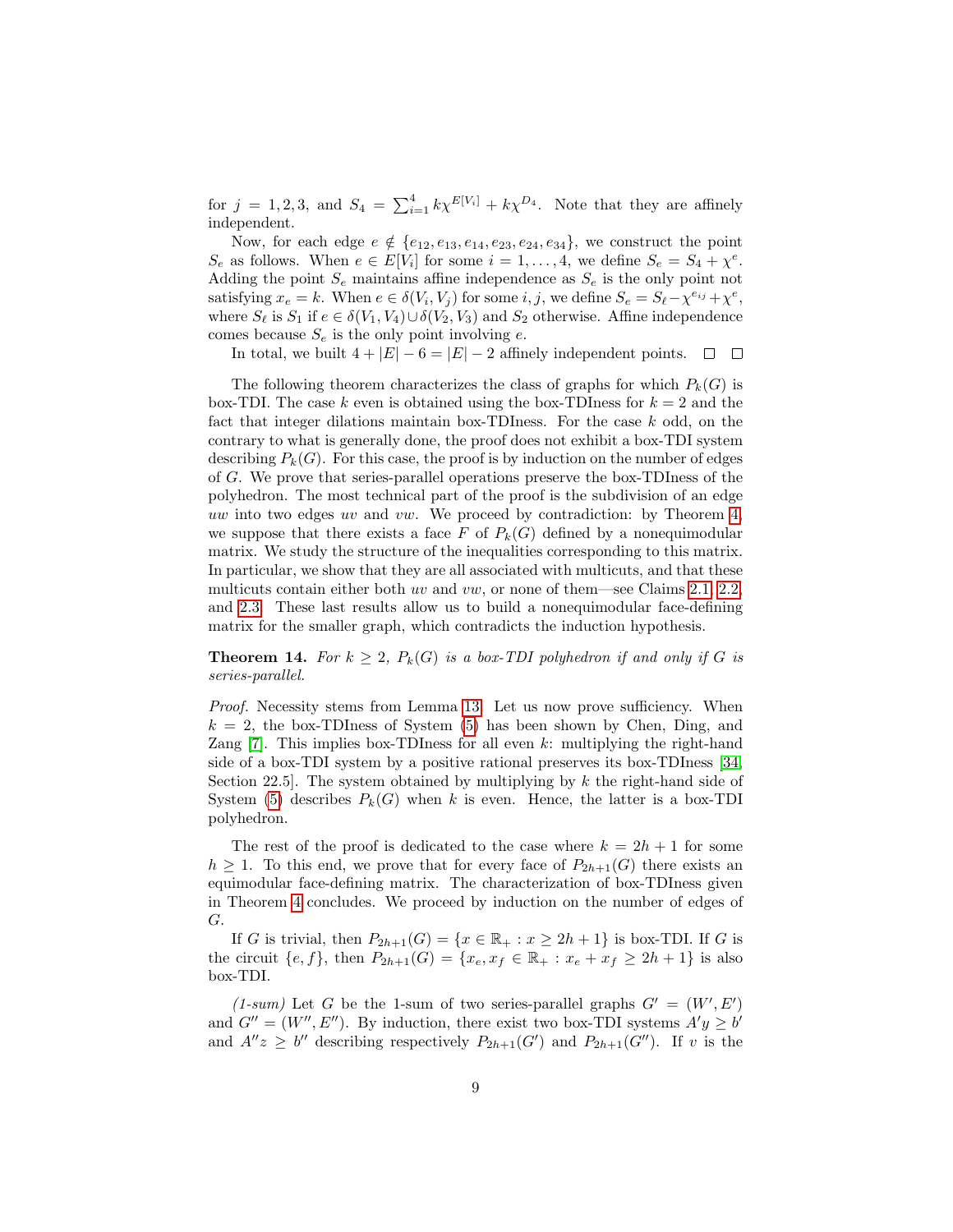for $j = 1, 2, 3$, and $S_4 = \sum_{i=1}^{4} k\chi^{E[V_i]} + k\chi^{D_4}$. Note that they are affinely independent.

Now, for each edge $e \notin \{e_{12}, e_{13}, e_{14}, e_{23}, e_{24}, e_{34}\}$, we construct the point $S_e$ as follows. When $e \in E[V_i]$ for some $i = 1, \dots, 4$, we define $S_e = S_4 + \chi^e$. Adding the point $S_e$ maintains affine independence as $S_e$ is the only point not satisfying $x_e = k$. When $e \in \delta(V_i, V_j)$ for some $i, j$, we define $S_e = S_\ell - \chi^{e_{ij}} + \chi^e$, where $S_\ell$ is $S_1$ if $e \in \delta(V_1, V_4) \cup \delta(V_2, V_3)$ and $S_2$ otherwise. Affine independence comes because $S_e$ is the only point involving $e$.

In total, we built $4 + |E| - 6 = |E| - 2$ affinely independent points. □ □

The following theorem characterizes the class of graphs for which $P_k(G)$ is box-TDI. The case $k$ even is obtained using the box-TDIness for $k = 2$ and the fact that integer dilations maintain box-TDIness. For the case $k$ odd, on the contrary to what is generally done, the proof does not exhibit a box-TDI system describing $P_k(G)$. For this case, the proof is by induction on the number of edges of $G$. We prove that series-parallel operations preserve the box-TDIness of the polyhedron. The most technical part of the proof is the subdivision of an edge $uw$ into two edges $uv$ and $vw$. We proceed by contradiction: by Theorem 4, we suppose that there exists a face $F$ of $P_k(G)$ defined by a nonequimodular matrix. We study the structure of the inequalities corresponding to this matrix. In particular, we show that they are all associated with multicuts, and that these multicuts contain either both $uv$ and $vw$, or none of them—see Claims 2.1, 2.2, and 2.3. These last results allow us to build a nonequimodular face-defining matrix for the smaller graph, which contradicts the induction hypothesis.

**Theorem 14.** *For $k \geq 2$, $P_k(G)$ is a box-TDI polyhedron if and only if $G$ is series-parallel.*

*Proof.* Necessity stems from Lemma 13. Let us now prove sufficiency. When $k = 2$, the box-TDIness of System (5) has been shown by Chen, Ding, and Zang [7]. This implies box-TDIness for all even $k$: multiplying the right-hand side of a box-TDI system by a positive rational preserves its box-TDIness [34, Section 22.5]. The system obtained by multiplying by $k$ the right-hand side of System (5) describes $P_k(G)$ when $k$ is even. Hence, the latter is a box-TDI polyhedron.

The rest of the proof is dedicated to the case where $k = 2h + 1$ for some $h \geq 1$. To this end, we prove that for every face of $P_{2h+1}(G)$ there exists an equimodular face-defining matrix. The characterization of box-TDIness given in Theorem 4 concludes. We proceed by induction on the number of edges of $G$.

If $G$ is trivial, then $P_{2h+1}(G) = \{x \in \mathbb{R}_+ : x \geq 2h + 1\}$ is box-TDI. If $G$ is the circuit $\{e, f\}$, then $P_{2h+1}(G) = \{x_e, x_f \in \mathbb{R}_+ : x_e + x_f \geq 2h + 1\}$ is also box-TDI.

*(1-sum)* Let $G$ be the 1-sum of two series-parallel graphs $G' = (W', E')$ and $G'' = (W'', E'')$. By induction, there exist two box-TDI systems $A'y \geq b'$ and $A''z \geq b''$ describing respectively $P_{2h+1}(G')$ and $P_{2h+1}(G'')$. If $v$ is the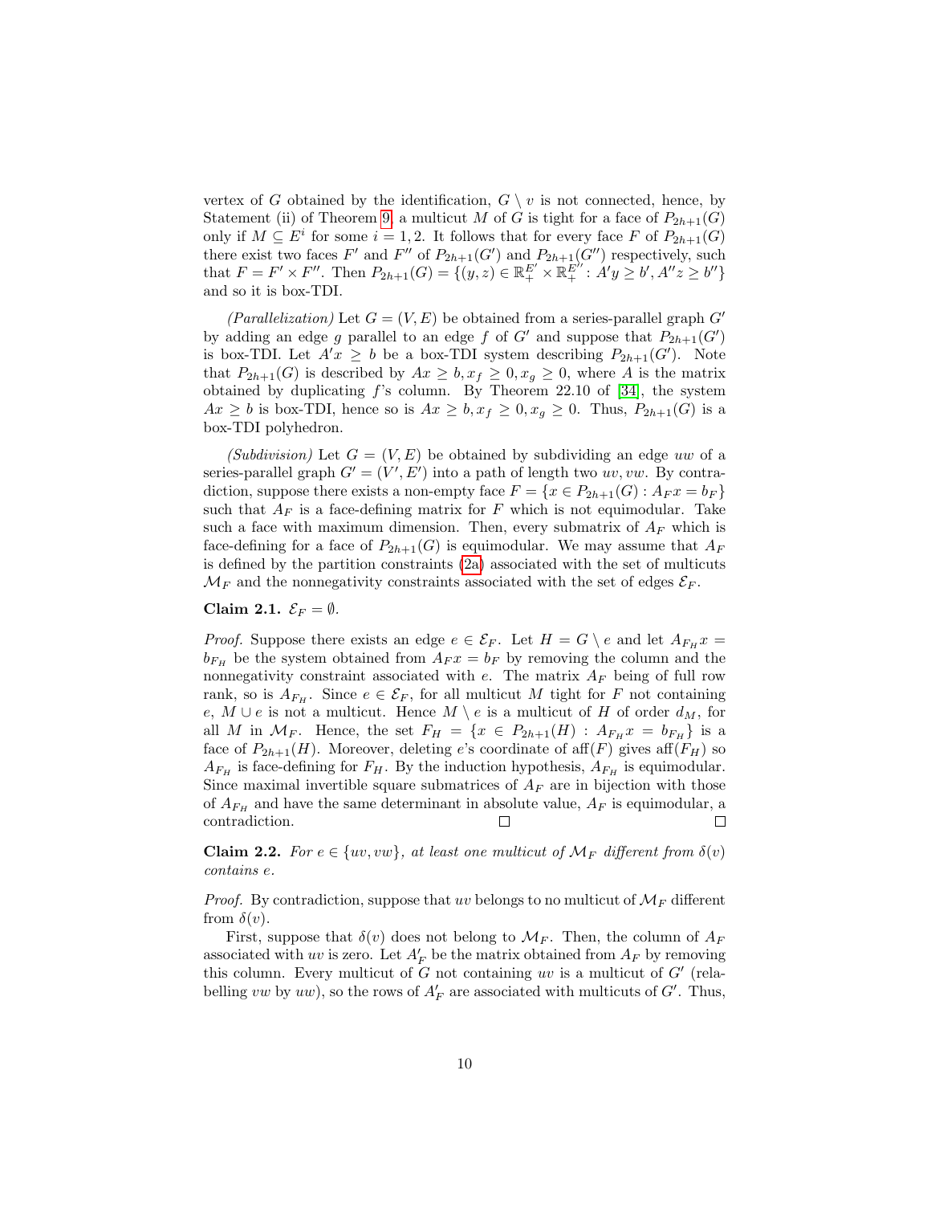vertex of $G$ obtained by the identification, $G \setminus v$ is not connected, hence, by Statement (ii) of Theorem 9, a multicut $M$ of $G$ is tight for a face of $P_{2h+1}(G)$ only if $M \subseteq E^i$ for some $i = 1, 2$. It follows that for every face $F$ of $P_{2h+1}(G)$ there exist two faces $F'$ and $F''$ of $P_{2h+1}(G')$ and $P_{2h+1}(G'')$ respectively, such that $F = F' \times F''$. Then $P_{2h+1}(G) = \{(y, z) \in \mathbb{R}_+^{E'} \times \mathbb{R}_+^{E''} : A'y \geq b', A''z \geq b''\}$ and so it is box-TDI.

*(Parallelization)* Let $G = (V, E)$ be obtained from a series-parallel graph $G'$ by adding an edge $g$ parallel to an edge $f$ of $G'$ and suppose that $P_{2h+1}(G')$ is box-TDI. Let $A'x \geq b$ be a box-TDI system describing $P_{2h+1}(G')$. Note that $P_{2h+1}(G)$ is described by $Ax \geq b, x_f \geq 0, x_g \geq 0$, where $A$ is the matrix obtained by duplicating $f$'s column. By Theorem 22.10 of [34], the system $Ax \geq b$ is box-TDI, hence so is $Ax \geq b, x_f \geq 0, x_g \geq 0$. Thus, $P_{2h+1}(G)$ is a box-TDI polyhedron.

*(Subdivision)* Let $G = (V, E)$ be obtained by subdividing an edge $uw$ of a series-parallel graph $G' = (V', E')$ into a path of length two $uv, vw$. By contradiction, suppose there exists a non-empty face $F = \{x \in P_{2h+1}(G) : A_F x = b_F\}$ such that $A_F$ is a face-defining matrix for $F$ which is not equimodular. Take such a face with maximum dimension. Then, every submatrix of $A_F$ which is face-defining for a face of $P_{2h+1}(G)$ is equimodular. We may assume that $A_F$ is defined by the partition constraints (2a) associated with the set of multicuts $\mathcal{M}_F$ and the nonnegativity constraints associated with the set of edges $\mathcal{E}_F$.

**Claim 2.1.** $\mathcal{E}_F = \emptyset$.

*Proof.* Suppose there exists an edge $e \in \mathcal{E}_F$. Let $H = G \setminus e$ and let $A_{F_H} x = b_{F_H}$ be the system obtained from $A_F x = b_F$ by removing the column and the nonnegativity constraint associated with $e$. The matrix $A_F$ being of full row rank, so is $A_{F_H}$. Since $e \in \mathcal{E}_F$, for all multicut $M$ tight for $F$ not containing $e$, $M \cup e$ is not a multicut. Hence $M \setminus e$ is a multicut of $H$ of order $d_M$, for all $M$ in $\mathcal{M}_F$. Hence, the set $F_H = \{x \in P_{2h+1}(H) : A_{F_H} x = b_{F_H}\}$ is a face of $P_{2h+1}(H)$. Moreover, deleting $e$'s coordinate of $\text{aff}(F)$ gives $\text{aff}(F_H)$ so $A_{F_H}$ is face-defining for $F_H$. By the induction hypothesis, $A_{F_H}$ is equimodular. Since maximal invertible square submatrices of $A_F$ are in bijection with those of $A_{F_H}$ and have the same determinant in absolute value, $A_F$ is equimodular, a contradiction. □ □

**Claim 2.2.** *For $e \in \{uv, vw\}$, at least one multicut of $\mathcal{M}_F$ different from $\delta(v)$ contains $e$.*

*Proof.* By contradiction, suppose that $uv$ belongs to no multicut of $\mathcal{M}_F$ different from $\delta(v)$.

First, suppose that $\delta(v)$ does not belong to $\mathcal{M}_F$. Then, the column of $A_F$ associated with $uv$ is zero. Let $A'_F$ be the matrix obtained from $A_F$ by removing this column. Every multicut of $G$ not containing $uv$ is a multicut of $G'$ (relabelling $vw$ by $uw$), so the rows of $A'_F$ are associated with multicuts of $G'$. Thus,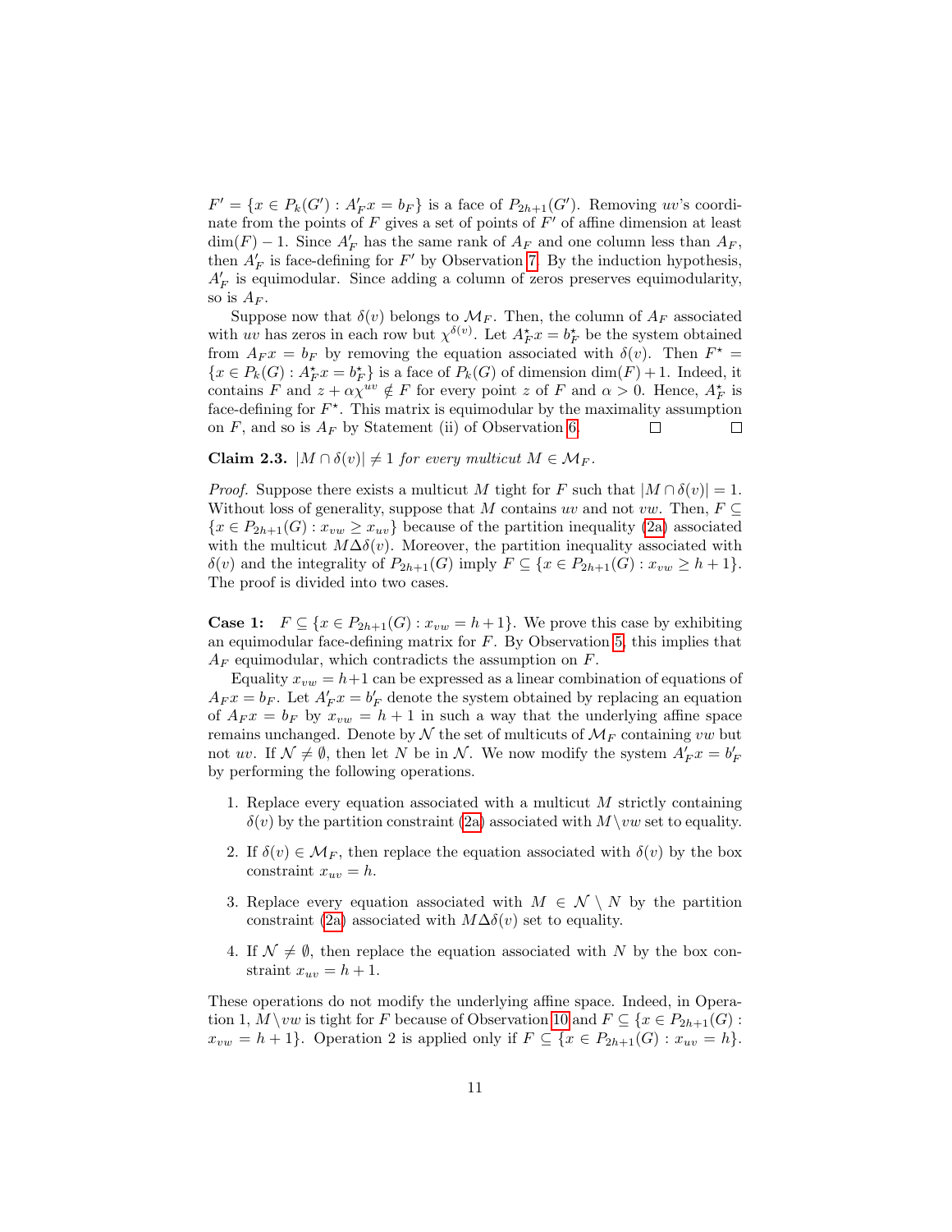$F' = \{x \in P_k(G') : A'_F x = b_F\}$ is a face of $P_{2h+1}(G')$. Removing $uv$'s coordinate from the points of $F$ gives a set of points of $F'$ of affine dimension at least $\dim(F) - 1$. Since $A'_F$ has the same rank of $A_F$ and one column less than $A_F$, then $A'_F$ is face-defining for $F'$ by Observation 7. By the induction hypothesis, $A'_F$ is equimodular. Since adding a column of zeros preserves equimodularity, so is $A_F$.

Suppose now that $\delta(v)$ belongs to $\mathcal{M}_F$. Then, the column of $A_F$ associated with $uv$ has zeros in each row but $\chi^{\delta(v)}$. Let $A^\star_F x = b^\star_F$ be the system obtained from $A_F x = b_F$ by removing the equation associated with $\delta(v)$. Then $F^\star = \{x \in P_k(G) : A^\star_F x = b^\star_F\}$ is a face of $P_k(G)$ of dimension $\dim(F)+1$. Indeed, it contains $F$ and $z + \alpha\chi^{uv} \notin F$ for every point $z$ of $F$ and $\alpha > 0$. Hence, $A^\star_F$ is face-defining for $F^\star$. This matrix is equimodular by the maximality assumption on $F$, and so is $A_F$ by Statement (ii) of Observation 6. □ □

**Claim 2.3.** *$|M \cap \delta(v)| \neq 1$ for every multicut $M \in \mathcal{M}_F$.*

*Proof.* Suppose there exists a multicut $M$ tight for $F$ such that $|M \cap \delta(v)| = 1$. Without loss of generality, suppose that $M$ contains $uv$ and not $vw$. Then, $F \subseteq \{x \in P_{2h+1}(G) : x_{vw} \geq x_{uv}\}$ because of the partition inequality (2a) associated with the multicut $M \Delta \delta(v)$. Moreover, the partition inequality associated with $\delta(v)$ and the integrality of $P_{2h+1}(G)$ imply $F \subseteq \{x \in P_{2h+1}(G) : x_{vw} \geq h+1\}$. The proof is divided into two cases.

**Case 1:** $F \subseteq \{x \in P_{2h+1}(G) : x_{vw} = h+1\}$. We prove this case by exhibiting an equimodular face-defining matrix for $F$. By Observation 5, this implies that $A_F$ equimodular, which contradicts the assumption on $F$.

Equality $x_{vw} = h+1$ can be expressed as a linear combination of equations of $A_F x = b_F$. Let $A'_F x = b'_F$ denote the system obtained by replacing an equation of $A_F x = b_F$ by $x_{vw} = h+1$ in such a way that the underlying affine space remains unchanged. Denote by $\mathcal{N}$ the set of multicuts of $\mathcal{M}_F$ containing $vw$ but not $uv$. If $\mathcal{N} \neq \emptyset$, then let $N$ be in $\mathcal{N}$. We now modify the system $A'_F x = b'_F$ by performing the following operations.

1. Replace every equation associated with a multicut $M$ strictly containing $\delta(v)$ by the partition constraint (2a) associated with $M \setminus vw$ set to equality.
2. If $\delta(v) \in \mathcal{M}_F$, then replace the equation associated with $\delta(v)$ by the box constraint $x_{uv} = h$.
3. Replace every equation associated with $M \in \mathcal{N} \setminus N$ by the partition constraint (2a) associated with $M \Delta \delta(v)$ set to equality.
4. If $\mathcal{N} \neq \emptyset$, then replace the equation associated with $N$ by the box constraint $x_{uv} = h+1$.

These operations do not modify the underlying affine space. Indeed, in Operation 1, $M \setminus vw$ is tight for $F$ because of Observation 10 and $F \subseteq \{x \in P_{2h+1}(G) : x_{vw} = h+1\}$. Operation 2 is applied only if $F \subseteq \{x \in P_{2h+1}(G) : x_{uv} = h\}$.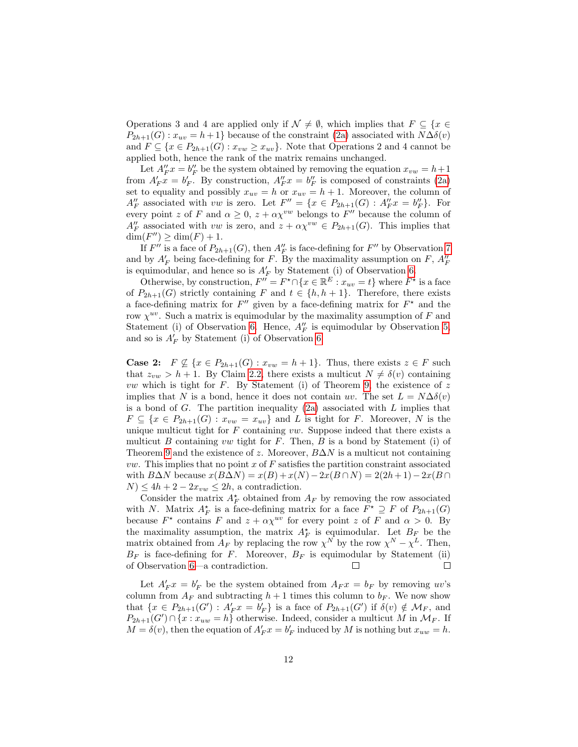Operations 3 and 4 are applied only if $\mathcal{N} \neq \emptyset$, which implies that $F \subseteq \{x \in P_{2h+1}(G) : x_{uv} = h+1\}$ because of the constraint (2a) associated with $N\Delta\delta(v)$ and $F \subseteq \{x \in P_{2h+1}(G) : x_{vw} \geq x_{uv}\}$. Note that Operations 2 and 4 cannot be applied both, hence the rank of the matrix remains unchanged.

Let $A''_F x = b''_F$ be the system obtained by removing the equation $x_{vw} = h+1$ from $A'_F x = b'_F$. By construction, $A''_F x = b''_F$ is composed of constraints (2a) set to equality and possibly $x_{uv} = h$ or $x_{uv} = h+1$. Moreover, the column of $A''_F$ associated with $vw$ is zero. Let $F'' = \{x \in P_{2h+1}(G) : A''_F x = b''_F\}$. For every point $z$ of $F$ and $\alpha \geq 0$, $z + \alpha\chi^{vw}$ belongs to $F''$ because the column of $A''_F$ associated with $vw$ is zero, and $z + \alpha\chi^{vw} \in P_{2h+1}(G)$. This implies that $\dim(F'') \geq \dim(F) + 1$.

If $F''$ is a face of $P_{2h+1}(G)$, then $A''_F$ is face-defining for $F''$ by Observation 7 and by $A'_F$ being face-defining for $F$. By the maximality assumption on $F$, $A''_F$ is equimodular, and hence so is $A'_F$ by Statement (i) of Observation 6.

Otherwise, by construction, $F'' = F^\star \cap \{x \in \mathbb{R}^E : x_{uv} = t\}$ where $F^\star$ is a face of $P_{2h+1}(G)$ strictly containing $F$ and $t \in \{h, h+1\}$. Therefore, there exists a face-defining matrix for $F''$ given by a face-defining matrix for $F^\star$ and the row $\chi^{uv}$. Such a matrix is equimodular by the maximality assumption of $F$ and Statement (i) of Observation 6. Hence, $A''_F$ is equimodular by Observation 5, and so is $A'_F$ by Statement (i) of Observation 6.

**Case 2:** $F \not\subseteq \{x \in P_{2h+1}(G) : x_{vw} = h+1\}$. Thus, there exists $z \in F$ such that $z_{vw} > h+1$. By Claim 2.2, there exists a multicut $N \neq \delta(v)$ containing $vw$ which is tight for $F$. By Statement (i) of Theorem 9, the existence of $z$ implies that $N$ is a bond, hence it does not contain $uv$. The set $L = N\Delta\delta(v)$ is a bond of $G$. The partition inequality (2a) associated with $L$ implies that $F \subseteq \{x \in P_{2h+1}(G) : x_{vw} = x_{uv}\}$ and $L$ is tight for $F$. Moreover, $N$ is the unique multicut tight for $F$ containing $vw$. Suppose indeed that there exists a multicut $B$ containing $vw$ tight for $F$. Then, $B$ is a bond by Statement (i) of Theorem 9 and the existence of $z$. Moreover, $B\Delta N$ is a multicut not containing $vw$. This implies that no point $x$ of $F$ satisfies the partition constraint associated with $B\Delta N$ because $x(B\Delta N) = x(B) + x(N) - 2x(B\cap N) = 2(2h+1) - 2x(B\cap N) \leq 4h + 2 - 2x_{vw} \leq 2h$, a contradiction.

Consider the matrix $A^\star_F$ obtained from $A_F$ by removing the row associated with $N$. Matrix $A^\star_F$ is a face-defining matrix for a face $F^\star \supsetneq F$ of $P_{2h+1}(G)$ because $F^\star$ contains $F$ and $z + \alpha\chi^{uv}$ for every point $z$ of $F$ and $\alpha > 0$. By the maximality assumption, the matrix $A^\star_F$ is equimodular. Let $B_F$ be the matrix obtained from $A_F$ by replacing the row $\chi^N$ by the row $\chi^N - \chi^L$. Then, $B_F$ is face-defining for $F$. Moreover, $B_F$ is equimodular by Statement (ii) of Observation 6—a contradiction. □ □

Let $A'_F x = b'_F$ be the system obtained from $A_F x = b_F$ by removing $uv$'s column from $A_F$ and subtracting $h+1$ times this column to $b_F$. We now show that $\{x \in P_{2h+1}(G') : A'_F x = b'_F\}$ is a face of $P_{2h+1}(G')$ if $\delta(v) \notin \mathcal{M}_F$, and $P_{2h+1}(G') \cap \{x : x_{uw} = h\}$ otherwise. Indeed, consider a multicut $M$ in $\mathcal{M}_F$. If $M = \delta(v)$, then the equation of $A'_F x = b'_F$ induced by $M$ is nothing but $x_{uw} = h$.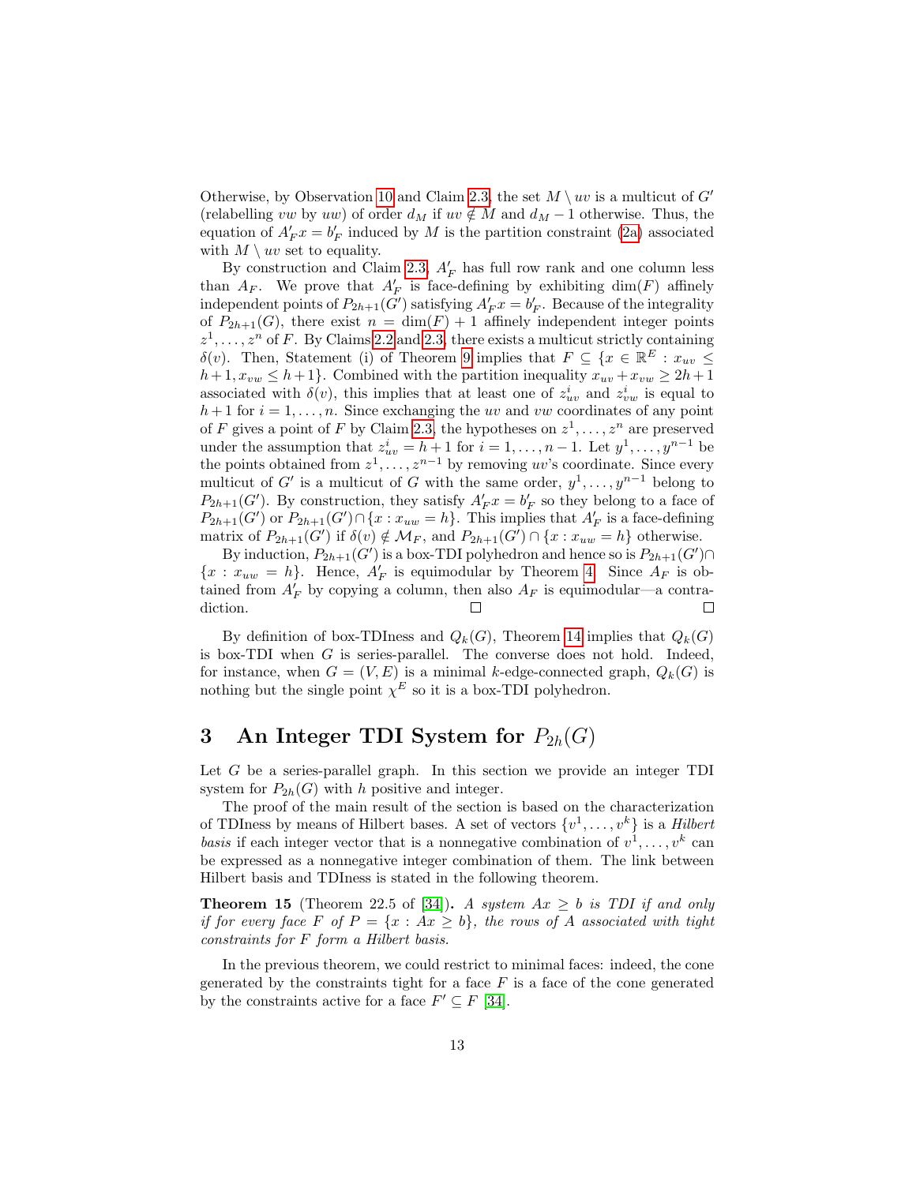Otherwise, by Observation 10 and Claim 2.3, the set $M \setminus uv$ is a multicut of $G'$ (relabelling $vw$ by $uw$) of order $d_M$ if $uv \notin M$ and $d_M - 1$ otherwise. Thus, the equation of $A'_F x = b'_F$ induced by $M$ is the partition constraint (2a) associated with $M \setminus uv$ set to equality.

By construction and Claim 2.3, $A'_F$ has full row rank and one column less than $A_F$. We prove that $A'_F$ is face-defining by exhibiting $\dim(F)$ affinely independent points of $P_{2h+1}(G')$ satisfying $A'_F x = b'_F$. Because of the integrality of $P_{2h+1}(G)$, there exist $n = \dim(F) + 1$ affinely independent integer points $z^1, \dots, z^n$ of $F$. By Claims 2.2 and 2.3, there exists a multicut strictly containing $\delta(v)$. Then, Statement (i) of Theorem 9 implies that $F \subseteq \{x \in \mathbb{R}^E : x_{uv} \leq h+1, x_{vw} \leq h+1\}$. Combined with the partition inequality $x_{uv} + x_{vw} \geq 2h+1$ associated with $\delta(v)$, this implies that at least one of $z^i_{uv}$ and $z^i_{vw}$ is equal to $h+1$ for $i = 1, \dots, n$. Since exchanging the $uv$ and $vw$ coordinates of any point of $F$ gives a point of $F$ by Claim 2.3, the hypotheses on $z^1, \dots, z^n$ are preserved under the assumption that $z^i_{uv} = h+1$ for $i = 1, \dots, n-1$. Let $y^1, \dots, y^{n-1}$ be the points obtained from $z^1, \dots, z^{n-1}$ by removing $uv$'s coordinate. Since every multicut of $G'$ is a multicut of $G$ with the same order, $y^1, \dots, y^{n-1}$ belong to $P_{2h+1}(G')$. By construction, they satisfy $A'_F x = b'_F$ so they belong to a face of $P_{2h+1}(G')$ or $P_{2h+1}(G') \cap \{x : x_{uw} = h\}$. This implies that $A'_F$ is a face-defining matrix of $P_{2h+1}(G')$ if $\delta(v) \notin \mathcal{M}_F$, and $P_{2h+1}(G') \cap \{x : x_{uw} = h\}$ otherwise.

By induction, $P_{2h+1}(G')$ is a box-TDI polyhedron and hence so is $P_{2h+1}(G') \cap \{x : x_{uw} = h\}$. Hence, $A'_F$ is equimodular by Theorem 4. Since $A_F$ is obtained from $A'_F$ by copying a column, then also $A_F$ is equimodular—a contradiction. □ □

By definition of box-TDIness and $Q_k(G)$, Theorem 14 implies that $Q_k(G)$ is box-TDI when $G$ is series-parallel. The converse does not hold. Indeed, for instance, when $G = (V, E)$ is a minimal $k$-edge-connected graph, $Q_k(G)$ is nothing but the single point $\chi^E$ so it is a box-TDI polyhedron.

# 3 An Integer TDI System for $P_{2h}(G)$

Let $G$ be a series-parallel graph. In this section we provide an integer TDI system for $P_{2h}(G)$ with $h$ positive and integer.

The proof of the main result of the section is based on the characterization of TDIness by means of Hilbert bases. A set of vectors $\{v^1, \dots, v^k\}$ is a *Hilbert basis* if each integer vector that is a nonnegative combination of $v^1, \dots, v^k$ can be expressed as a nonnegative integer combination of them. The link between Hilbert basis and TDIness is stated in the following theorem.

**Theorem 15** (Theorem 22.5 of [34]). *A system $Ax \geq b$ is TDI if and only if for every face $F$ of $P = \{x : Ax \geq b\}$, the rows of $A$ associated with tight constraints for $F$ form a Hilbert basis.*

In the previous theorem, we could restrict to minimal faces: indeed, the cone generated by the constraints tight for a face $F$ is a face of the cone generated by the constraints active for a face $F' \subseteq F$ [34].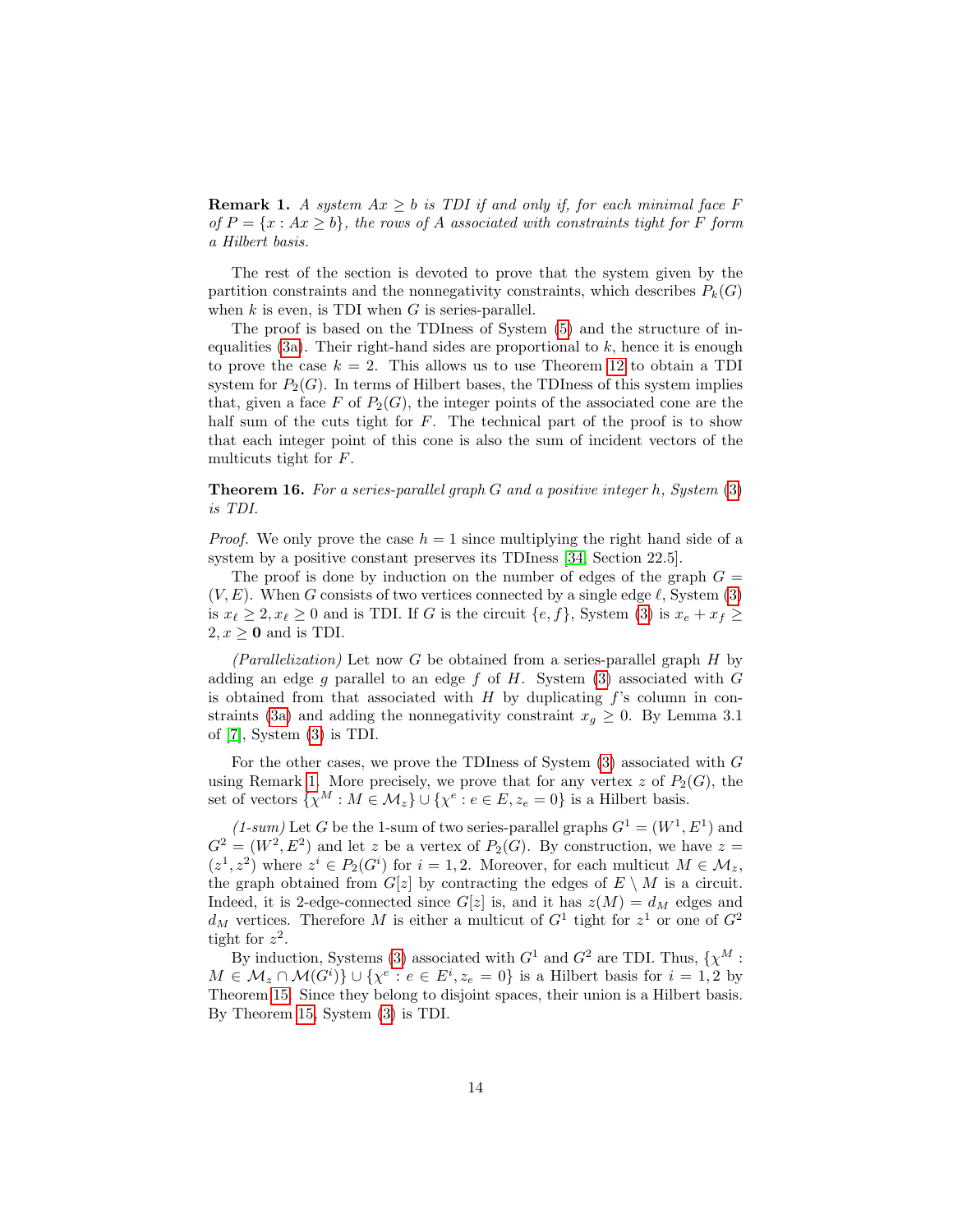**Remark 1.** *A system $Ax \geq b$ is TDI if and only if, for each minimal face $F$ of $P = \{x : Ax \geq b\}$, the rows of $A$ associated with constraints tight for $F$ form a Hilbert basis.*

The rest of the section is devoted to prove that the system given by the partition constraints and the nonnegativity constraints, which describes $P_k(G)$ when $k$ is even, is TDI when $G$ is series-parallel.

The proof is based on the TDIness of System (5) and the structure of inequalities (3a). Their right-hand sides are proportional to $k$, hence it is enough to prove the case $k = 2$. This allows us to use Theorem 12 to obtain a TDI system for $P_2(G)$. In terms of Hilbert bases, the TDIness of this system implies that, given a face $F$ of $P_2(G)$, the integer points of the associated cone are the half sum of the cuts tight for $F$. The technical part of the proof is to show that each integer point of this cone is also the sum of incident vectors of the multicuts tight for $F$.

**Theorem 16.** *For a series-parallel graph $G$ and a positive integer $h$, System (3) is TDI.*

*Proof.* We only prove the case $h = 1$ since multiplying the right hand side of a system by a positive constant preserves its TDIness [34, Section 22.5].

The proof is done by induction on the number of edges of the graph $G = (V, E)$. When $G$ consists of two vertices connected by a single edge $\ell$, System (3) is $x_\ell \geq 2, x_\ell \geq 0$ and is TDI. If $G$ is the circuit $\{e, f\}$, System (3) is $x_e + x_f \geq 2, x \geq \mathbf{0}$ and is TDI.

*(Parallelization)* Let now $G$ be obtained from a series-parallel graph $H$ by adding an edge $g$ parallel to an edge $f$ of $H$. System (3) associated with $G$ is obtained from that associated with $H$ by duplicating $f$'s column in constraints (3a) and adding the nonnegativity constraint $x_g \geq 0$. By Lemma 3.1 of [7], System (3) is TDI.

For the other cases, we prove the TDIness of System (3) associated with $G$ using Remark 1. More precisely, we prove that for any vertex $z$ of $P_2(G)$, the set of vectors $\{\chi^M : M \in \mathcal{M}_z\} \cup \{\chi^e : e \in E, z_e = 0\}$ is a Hilbert basis.

*(1-sum)* Let $G$ be the 1-sum of two series-parallel graphs $G^1 = (W^1, E^1)$ and $G^2 = (W^2, E^2)$ and let $z$ be a vertex of $P_2(G)$. By construction, we have $z = (z^1, z^2)$ where $z^i \in P_2(G^i)$ for $i = 1, 2$. Moreover, for each multicut $M \in \mathcal{M}_z$, the graph obtained from $G[z]$ by contracting the edges of $E \setminus M$ is a circuit. Indeed, it is 2-edge-connected since $G[z]$ is, and it has $z(M) = d_M$ edges and $d_M$ vertices. Therefore $M$ is either a multicut of $G^1$ tight for $z^1$ or one of $G^2$ tight for $z^2$.

By induction, Systems (3) associated with $G^1$ and $G^2$ are TDI. Thus, $\{\chi^M : M \in \mathcal{M}_z \cap \mathcal{M}(G^i)\} \cup \{\chi^e : e \in E^i, z_e = 0\}$ is a Hilbert basis for $i = 1, 2$ by Theorem 15. Since they belong to disjoint spaces, their union is a Hilbert basis. By Theorem 15, System (3) is TDI.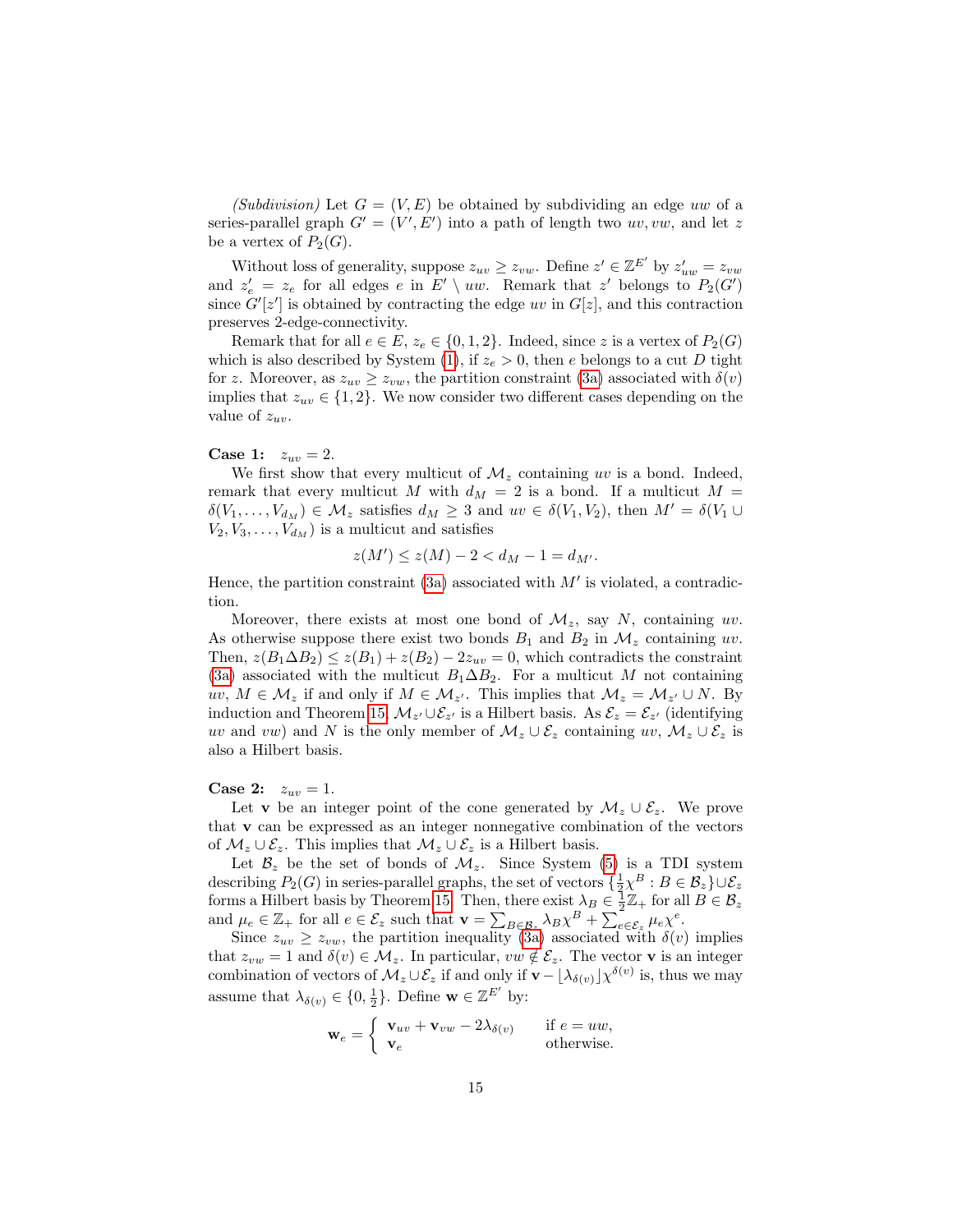*(Subdivision)* Let $G = (V, E)$ be obtained by subdividing an edge $uw$ of a series-parallel graph $G' = (V', E')$ into a path of length two $uv, vw$, and let $z$ be a vertex of $P_2(G)$.

Without loss of generality, suppose $z_{uv} \geq z_{vw}$. Define $z' \in \mathbb{Z}^{E'}$ by $z'_{uw} = z_{vw}$ and $z'_e = z_e$ for all edges $e$ in $E' \setminus uw$. Remark that $z'$ belongs to $P_2(G')$ since $G'[z']$ is obtained by contracting the edge $uv$ in $G[z]$, and this contraction preserves 2-edge-connectivity.

Remark that for all $e \in E$, $z_e \in \{0, 1, 2\}$. Indeed, since $z$ is a vertex of $P_2(G)$ which is also described by System (1), if $z_e > 0$, then $e$ belongs to a cut $D$ tight for $z$. Moreover, as $z_{uv} \geq z_{vw}$, the partition constraint (3a) associated with $\delta(v)$ implies that $z_{uv} \in \{1, 2\}$. We now consider two different cases depending on the value of $z_{uv}$.

**Case 1:** $z_{uv} = 2$.

We first show that every multicut of $\mathcal{M}_z$ containing $uv$ is a bond. Indeed, remark that every multicut $M$ with $d_M = 2$ is a bond. If a multicut $M = \delta(V_1, \ldots, V_{d_M}) \in \mathcal{M}_z$ satisfies $d_M \geq 3$ and $uv \in \delta(V_1, V_2)$, then $M' = \delta(V_1 \cup V_2, V_3, \ldots, V_{d_M})$ is a multicut and satisfies

$$z(M') \leq z(M) - 2 < d_M - 1 = d_{M'}.$$

Hence, the partition constraint (3a) associated with $M'$ is violated, a contradiction.

Moreover, there exists at most one bond of $\mathcal{M}_z$, say $N$, containing $uv$. As otherwise suppose there exist two bonds $B_1$ and $B_2$ in $\mathcal{M}_z$ containing $uv$. Then, $z(B_1 \Delta B_2) \leq z(B_1) + z(B_2) - 2z_{uv} = 0$, which contradicts the constraint (3a) associated with the multicut $B_1 \Delta B_2$. For a multicut $M$ not containing $uv$, $M \in \mathcal{M}_z$ if and only if $M \in \mathcal{M}_{z'}$. This implies that $\mathcal{M}_z = \mathcal{M}_{z'} \cup N$. By induction and Theorem 15, $\mathcal{M}_{z'} \cup \mathcal{E}_{z'}$ is a Hilbert basis. As $\mathcal{E}_z = \mathcal{E}_{z'}$ (identifying $uv$ and $vw$) and $N$ is the only member of $\mathcal{M}_z \cup \mathcal{E}_z$ containing $uv$, $\mathcal{M}_z \cup \mathcal{E}_z$ is also a Hilbert basis.

**Case 2:** $z_{uv} = 1$.

Let $\mathbf{v}$ be an integer point of the cone generated by $\mathcal{M}_z \cup \mathcal{E}_z$. We prove that $\mathbf{v}$ can be expressed as an integer nonnegative combination of the vectors of $\mathcal{M}_z \cup \mathcal{E}_z$. This implies that $\mathcal{M}_z \cup \mathcal{E}_z$ is a Hilbert basis.

Let $\mathcal{B}_z$ be the set of bonds of $\mathcal{M}_z$. Since System (5) is a TDI system describing $P_2(G)$ in series-parallel graphs, the set of vectors $\{\frac{1}{2}\chi^B : B \in \mathcal{B}_z\} \cup \mathcal{E}_z$ forms a Hilbert basis by Theorem 15. Then, there exist $\lambda_B \in \frac{1}{2}\mathbb{Z}_+$ for all $B \in \mathcal{B}_z$ and $\mu_e \in \mathbb{Z}_+$ for all $e \in \mathcal{E}_z$ such that $\mathbf{v} = \sum_{B \in \mathcal{B}_z} \lambda_B \chi^B + \sum_{e \in \mathcal{E}_z} \mu_e \chi^e$.

Since $z_{uv} \geq z_{vw}$, the partition inequality (3a) associated with $\delta(v)$ implies that $z_{vw} = 1$ and $\delta(v) \in \mathcal{M}_z$. In particular, $vw \notin \mathcal{E}_z$. The vector $\mathbf{v}$ is an integer combination of vectors of $\mathcal{M}_z \cup \mathcal{E}_z$ if and only if $\mathbf{v} - \lfloor \lambda_{\delta(v)} \rfloor \chi^{\delta(v)}$ is, thus we may assume that $\lambda_{\delta(v)} \in \{0, \frac{1}{2}\}$. Define $\mathbf{w} \in \mathbb{Z}^{E'}$ by:

$$\mathbf{w}_e = \begin{cases} \mathbf{v}_{uv} + \mathbf{v}_{vw} - 2\lambda_{\delta(v)} & \text{if } e = uw, \\ \mathbf{v}_e & \text{otherwise.} \end{cases}$$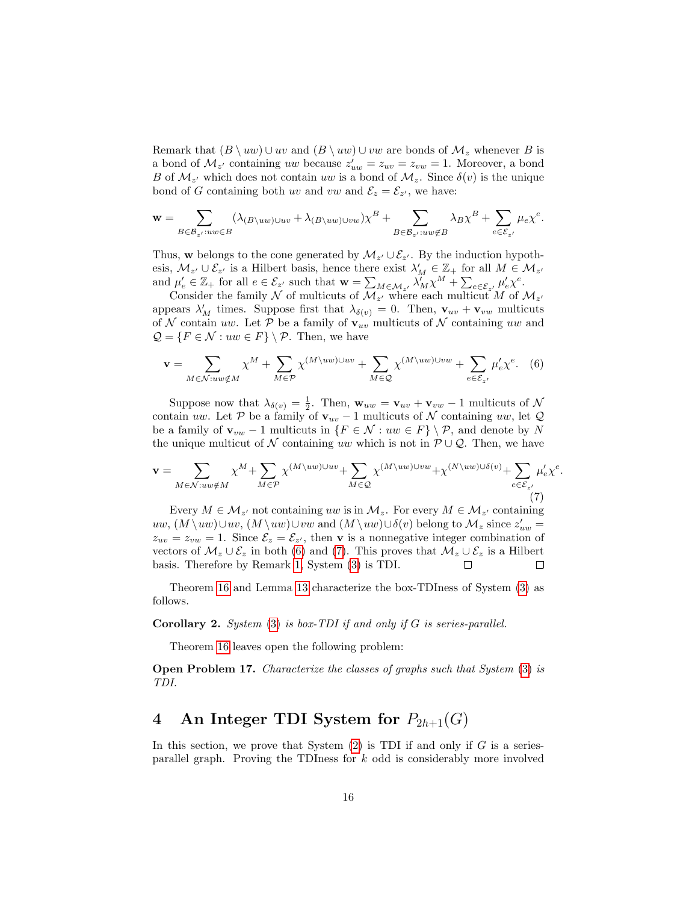Remark that $(B \setminus uw) \cup uv$ and $(B \setminus uw) \cup vw$ are bonds of $\mathcal{M}_z$ whenever $B$ is a bond of $\mathcal{M}_{z'}$ containing $uw$ because $z'_{uw} = z_{uv} = z_{vw} = 1$. Moreover, a bond $B$ of $\mathcal{M}_{z'}$ which does not contain $uw$ is a bond of $\mathcal{M}_z$. Since $\delta(v)$ is the unique bond of $G$ containing both $uv$ and $vw$ and $\mathcal{E}_z = \mathcal{E}_{z'}$, we have:

$$\mathbf{w} = \sum_{B \in \mathcal{B}_{z'} : uw \in B} (\lambda_{(B \setminus uw) \cup uv} + \lambda_{(B \setminus uw) \cup vw}) \chi^B + \sum_{B \in \mathcal{B}_{z'} : uw \notin B} \lambda_B \chi^B + \sum_{e \in \mathcal{E}_{z'}} \mu_e \chi^e.$$

Thus, $\mathbf{w}$ belongs to the cone generated by $\mathcal{M}_{z'} \cup \mathcal{E}_{z'}$. By the induction hypothesis, $\mathcal{M}_{z'} \cup \mathcal{E}_{z'}$ is a Hilbert basis, hence there exist $\lambda'_M \in \mathbb{Z}_+$ for all $M \in \mathcal{M}_{z'}$ and $\mu'_e \in \mathbb{Z}_+$ for all $e \in \mathcal{E}_{z'}$ such that $\mathbf{w} = \sum_{M \in \mathcal{M}_{z'}} \lambda'_M \chi^M + \sum_{e \in \mathcal{E}_{z'}} \mu'_e \chi^e$.

Consider the family $\mathcal{N}$ of multicuts of $\mathcal{M}_{z'}$ where each multicut $M$ of $\mathcal{M}_{z'}$ appears $\lambda'_M$ times. Suppose first that $\lambda_{\delta(v)} = 0$. Then, $\mathbf{v}_{uv} + \mathbf{v}_{vw}$ multicuts of $\mathcal{N}$ contain $uw$. Let $\mathcal{P}$ be a family of $\mathbf{v}_{uv}$ multicuts of $\mathcal{N}$ containing $uw$ and $\mathcal{Q} = \{F \in \mathcal{N} : uw \in F\} \setminus \mathcal{P}$. Then, we have

$$\mathbf{v} = \sum_{M \in \mathcal{N} : uw \notin M} \chi^M + \sum_{M \in \mathcal{P}} \chi^{(M \setminus uw) \cup uv} + \sum_{M \in \mathcal{Q}} \chi^{(M \setminus uw) \cup vw} + \sum_{e \in \mathcal{E}_{z'}} \mu'_e \chi^e. \quad (6)$$

Suppose now that $\lambda_{\delta(v)} = \frac{1}{2}$. Then, $\mathbf{w}_{uw} = \mathbf{v}_{uv} + \mathbf{v}_{vw} - 1$ multicuts of $\mathcal{N}$ contain $uw$. Let $\mathcal{P}$ be a family of $\mathbf{v}_{uv} - 1$ multicuts of $\mathcal{N}$ containing $uw$, let $\mathcal{Q}$ be a family of $\mathbf{v}_{vw} - 1$ multicuts in $\{F \in \mathcal{N} : uw \in F\} \setminus \mathcal{P}$, and denote by $N$ the unique multicut of $\mathcal{N}$ containing $uw$ which is not in $\mathcal{P} \cup \mathcal{Q}$. Then, we have

$$\mathbf{v} = \sum_{M \in \mathcal{N} : uw \notin M} \chi^M + \sum_{M \in \mathcal{P}} \chi^{(M \setminus uw) \cup uv} + \sum_{M \in \mathcal{Q}} \chi^{(M \setminus uw) \cup vw} + \chi^{(N \setminus uw) \cup \delta(v)} + \sum_{e \in \mathcal{E}_{z'}} \mu'_e \chi^e. \quad (7)$$

Every $M \in \mathcal{M}_{z'}$ not containing $uw$ is in $\mathcal{M}_z$. For every $M \in \mathcal{M}_{z'}$ containing $uw$, $(M \setminus uw) \cup uv$, $(M \setminus uw) \cup vw$ and $(M \setminus uw) \cup \delta(v)$ belong to $\mathcal{M}_z$ since $z'_{uw} = z_{uv} = z_{vw} = 1$. Since $\mathcal{E}_z = \mathcal{E}_{z'}$, then $\mathbf{v}$ is a nonnegative integer combination of vectors of $\mathcal{M}_z \cup \mathcal{E}_z$ in both (6) and (7). This proves that $\mathcal{M}_z \cup \mathcal{E}_z$ is a Hilbert basis. Therefore by Remark 1, System (3) is TDI. □ □

Theorem 16 and Lemma 13 characterize the box-TDIness of System (3) as follows.

**Corollary 2.** *System (3) is box-TDI if and only if $G$ is series-parallel.*

Theorem 16 leaves open the following problem:

**Open Problem 17.** *Characterize the classes of graphs such that System (3) is TDI.*

## 4 An Integer TDI System for $P_{2h+1}(G)$

In this section, we prove that System (2) is TDI if and only if $G$ is a series-parallel graph. Proving the TDIness for $k$ odd is considerably more involved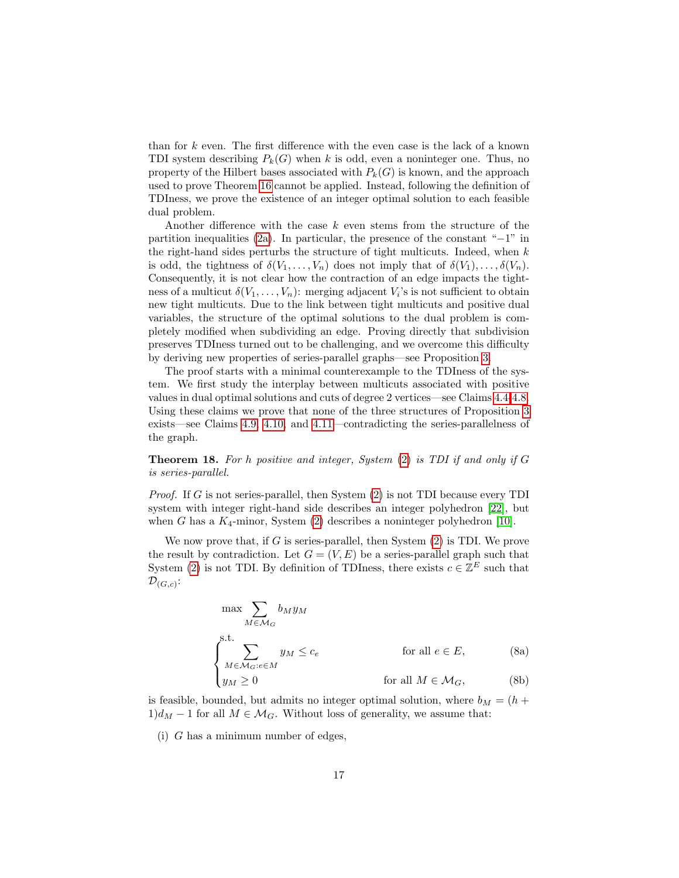than for $k$ even. The first difference with the even case is the lack of a known TDI system describing $P_k(G)$ when $k$ is odd, even a noninteger one. Thus, no property of the Hilbert bases associated with $P_k(G)$ is known, and the approach used to prove Theorem 16 cannot be applied. Instead, following the definition of TDIness, we prove the existence of an integer optimal solution to each feasible dual problem.

Another difference with the case $k$ even stems from the structure of the partition inequalities (2a). In particular, the presence of the constant "$-1$" in the right-hand sides perturbs the structure of tight multicuts. Indeed, when $k$ is odd, the tightness of $\delta(V_1, \dots, V_n)$ does not imply that of $\delta(V_1), \dots, \delta(V_n)$. Consequently, it is not clear how the contraction of an edge impacts the tightness of a multicut $\delta(V_1, \dots, V_n)$: merging adjacent $V_i$'s is not sufficient to obtain new tight multicuts. Due to the link between tight multicuts and positive dual variables, the structure of the optimal solutions to the dual problem is completely modified when subdividing an edge. Proving directly that subdivision preserves TDIness turned out to be challenging, and we overcome this difficulty by deriving new properties of series-parallel graphs—see Proposition 3.

The proof starts with a minimal counterexample to the TDIness of the system. We first study the interplay between multicuts associated with positive values in dual optimal solutions and cuts of degree 2 vertices—see Claims 4.4-4.8. Using these claims we prove that none of the three structures of Proposition 3 exists—see Claims 4.9, 4.10, and 4.11—contradicting the series-parallelness of the graph.

**Theorem 18.** *For $h$ positive and integer, System (2) is TDI if and only if $G$ is series-parallel.*

*Proof.* If $G$ is not series-parallel, then System (2) is not TDI because every TDI system with integer right-hand side describes an integer polyhedron [22], but when $G$ has a $K_4$-minor, System (2) describes a noninteger polyhedron [10].

We now prove that, if $G$ is series-parallel, then System (2) is TDI. We prove the result by contradiction. Let $G = (V, E)$ be a series-parallel graph such that System (2) is not TDI. By definition of TDIness, there exists $c \in \mathbb{Z}^E$ such that $\mathcal{D}_{(G,c)}$:

$$\max \sum_{M \in \mathcal{M}_G} b_M y_M$$

$$\text{s.t.} \begin{cases} \displaystyle\sum_{M \in \mathcal{M}_G : e \in M} y_M \leq c_e & \text{for all } e \in E, \quad \text{(8a)} \\ y_M \geq 0 & \text{for all } M \in \mathcal{M}_G, \quad \text{(8b)} \end{cases}$$

is feasible, bounded, but admits no integer optimal solution, where $b_M = (h+1)d_M - 1$ for all $M \in \mathcal{M}_G$. Without loss of generality, we assume that:

(i) $G$ has a minimum number of edges,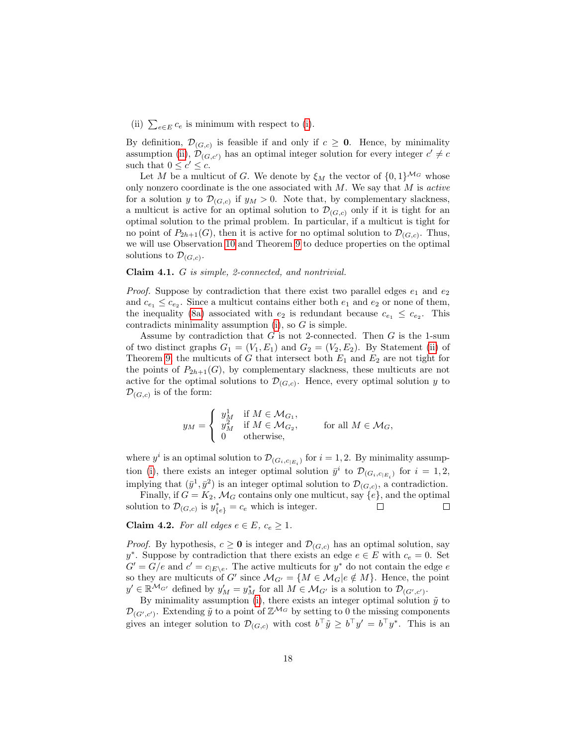(ii) $\sum_{e\in E} c_e$ is minimum with respect to (i).

By definition, $\mathcal{D}_{(G,c)}$ is feasible if and only if $c \geq \mathbf{0}$. Hence, by minimality assumption (ii), $\mathcal{D}_{(G,c')}$ has an optimal integer solution for every integer $c' \neq c$ such that $0 \leq c' \leq c$.

Let $M$ be a multicut of $G$. We denote by $\xi_M$ the vector of $\{0,1\}^{\mathcal{M}_G}$ whose only nonzero coordinate is the one associated with $M$. We say that $M$ is *active* for a solution $y$ to $\mathcal{D}_{(G,c)}$ if $y_M > 0$. Note that, by complementary slackness, a multicut is active for an optimal solution to $\mathcal{D}_{(G,c)}$ only if it is tight for an optimal solution to the primal problem. In particular, if a multicut is tight for no point of $P_{2h+1}(G)$, then it is active for no optimal solution to $\mathcal{D}_{(G,c)}$. Thus, we will use Observation 10 and Theorem 9 to deduce properties on the optimal solutions to $\mathcal{D}_{(G,c)}$.

**Claim 4.1.** *$G$ is simple, 2-connected, and nontrivial.*

*Proof.* Suppose by contradiction that there exist two parallel edges $e_1$ and $e_2$ and $c_{e_1} \leq c_{e_2}$. Since a multicut contains either both $e_1$ and $e_2$ or none of them, the inequality (8a) associated with $e_2$ is redundant because $c_{e_1} \leq c_{e_2}$. This contradicts minimality assumption (i), so $G$ is simple.

Assume by contradiction that $G$ is not 2-connected. Then $G$ is the 1-sum of two distinct graphs $G_1 = (V_1, E_1)$ and $G_2 = (V_2, E_2)$. By Statement (ii) of Theorem 9, the multicuts of $G$ that intersect both $E_1$ and $E_2$ are not tight for the points of $P_{2h+1}(G)$, by complementary slackness, these multicuts are not active for the optimal solutions to $\mathcal{D}_{(G,c)}$. Hence, every optimal solution $y$ to $\mathcal{D}_{(G,c)}$ is of the form:

$$y_M = \begin{cases} y^1_M & \text{if } M \in \mathcal{M}_{G_1}, \\ y^2_M & \text{if } M \in \mathcal{M}_{G_2}, \\ 0 & \text{otherwise}, \end{cases} \qquad \text{for all } M \in \mathcal{M}_G,$$

where $y^i$ is an optimal solution to $\mathcal{D}_{(G_i, c_{|E_i})}$ for $i = 1,2$. By minimality assumption (i), there exists an integer optimal solution $\bar{y}^i$ to $\mathcal{D}_{(G_i, c_{|E_i})}$ for $i = 1,2$, implying that $(\bar{y}^1, \bar{y}^2)$ is an integer optimal solution to $\mathcal{D}_{(G,c)}$, a contradiction.

Finally, if $G = K_2$, $\mathcal{M}_G$ contains only one multicut, say $\{e\}$, and the optimal solution to $\mathcal{D}_{(G,c)}$ is $y^*_{\{e\}} = c_e$ which is integer. □ □

**Claim 4.2.** *For all edges $e \in E$, $c_e \geq 1$.*

*Proof.* By hypothesis, $c \geq \mathbf{0}$ is integer and $\mathcal{D}_{(G,c)}$ has an optimal solution, say $y^*$. Suppose by contradiction that there exists an edge $e \in E$ with $c_e = 0$. Set $G' = G/e$ and $c' = c_{|E\setminus e}$. The active multicuts for $y^*$ do not contain the edge $e$ so they are multicuts of $G'$ since $\mathcal{M}_{G'} = \{M \in \mathcal{M}_G | e \notin M\}$. Hence, the point $y' \in \mathbb{R}^{\mathcal{M}_{G'}}$ defined by $y'_M = y^*_M$ for all $M \in \mathcal{M}_{G'}$ is a solution to $\mathcal{D}_{(G',c')}$.

By minimality assumption (i), there exists an integer optimal solution $\tilde{y}$ to $\mathcal{D}_{(G',c')}$. Extending $\tilde{y}$ to a point of $\mathbb{Z}^{\mathcal{M}_G}$ by setting to 0 the missing components gives an integer solution to $\mathcal{D}_{(G,c)}$ with cost $b^\top \tilde{y} \geq b^\top y' = b^\top y^*$. This is an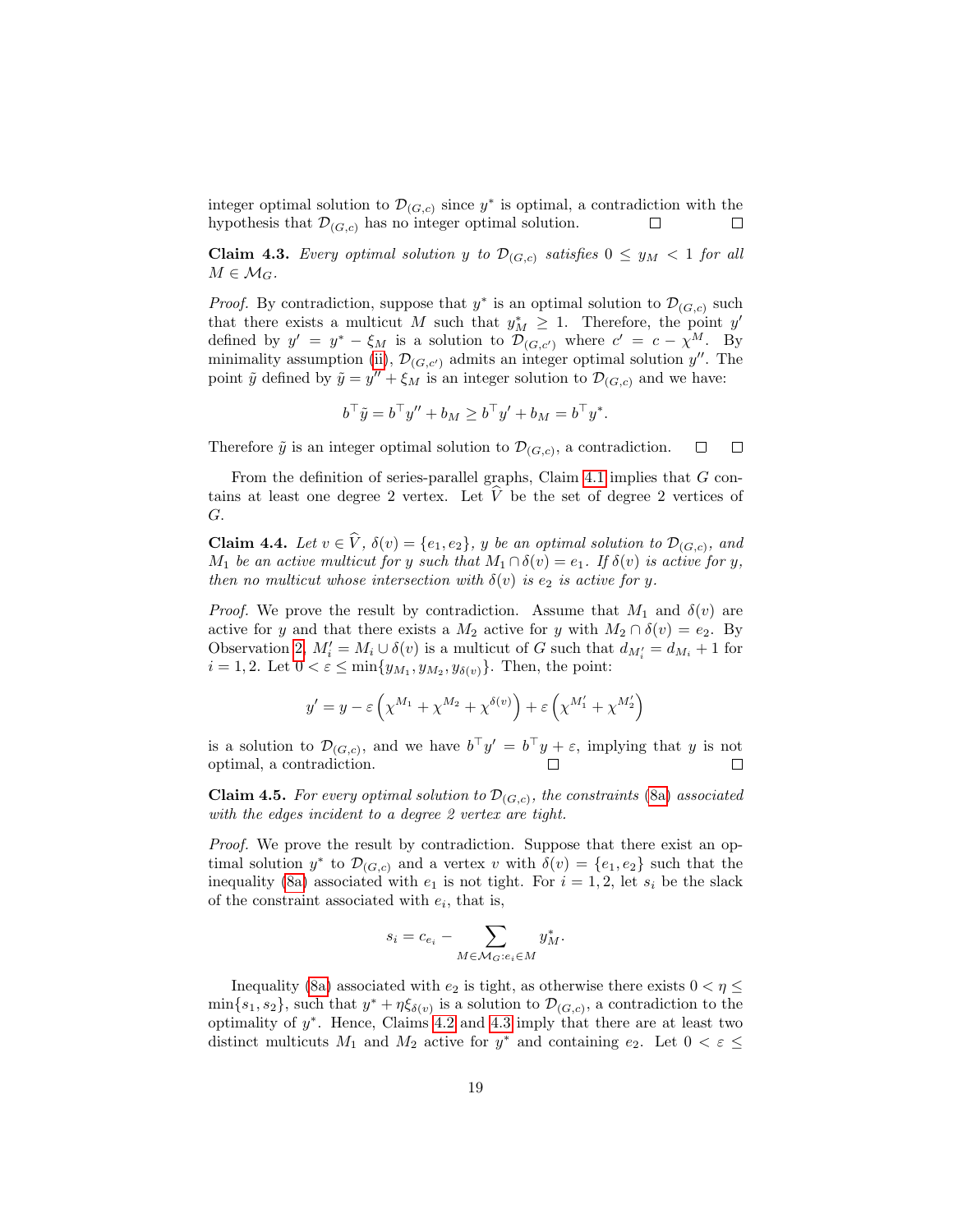integer optimal solution to $\mathcal{D}_{(G,c)}$ since $y^*$ is optimal, a contradiction with the hypothesis that $\mathcal{D}_{(G,c)}$ has no integer optimal solution. □ □

**Claim 4.3.** *Every optimal solution $y$ to $\mathcal{D}_{(G,c)}$ satisfies $0 \leq y_M < 1$ for all $M \in \mathcal{M}_G$.*

*Proof.* By contradiction, suppose that $y^*$ is an optimal solution to $\mathcal{D}_{(G,c)}$ such that there exists a multicut $M$ such that $y^*_M \geq 1$. Therefore, the point $y'$ defined by $y' = y^* - \xi_M$ is a solution to $\mathcal{D}_{(G,c')}$ where $c' = c - \chi^M$. By minimality assumption (ii), $\mathcal{D}_{(G,c')}$ admits an integer optimal solution $y''$. The point $\tilde{y}$ defined by $\tilde{y} = y'' + \xi_M$ is an integer solution to $\mathcal{D}_{(G,c)}$ and we have:

$$b^\top \tilde{y} = b^\top y'' + b_M \geq b^\top y' + b_M = b^\top y^*.$$

Therefore $\tilde{y}$ is an integer optimal solution to $\mathcal{D}_{(G,c)}$, a contradiction. □ □

From the definition of series-parallel graphs, Claim 4.1 implies that $G$ contains at least one degree 2 vertex. Let $\widehat{V}$ be the set of degree 2 vertices of $G$.

**Claim 4.4.** *Let $v \in \widehat{V}$, $\delta(v) = \{e_1, e_2\}$, $y$ be an optimal solution to $\mathcal{D}_{(G,c)}$, and $M_1$ be an active multicut for $y$ such that $M_1 \cap \delta(v) = e_1$. If $\delta(v)$ is active for $y$, then no multicut whose intersection with $\delta(v)$ is $e_2$ is active for $y$.*

*Proof.* We prove the result by contradiction. Assume that $M_1$ and $\delta(v)$ are active for $y$ and that there exists a $M_2$ active for $y$ with $M_2 \cap \delta(v) = e_2$. By Observation 2, $M'_i = M_i \cup \delta(v)$ is a multicut of $G$ such that $d_{M'_i} = d_{M_i} + 1$ for $i = 1, 2$. Let $0 < \varepsilon \leq \min\{y_{M_1}, y_{M_2}, y_{\delta(v)}\}$. Then, the point:

$$y' = y - \varepsilon \left( \chi^{M_1} + \chi^{M_2} + \chi^{\delta(v)} \right) + \varepsilon \left( \chi^{M'_1} + \chi^{M'_2} \right)$$

is a solution to $\mathcal{D}_{(G,c)}$, and we have $b^\top y' = b^\top y + \varepsilon$, implying that $y$ is not optimal, a contradiction. □ □

**Claim 4.5.** *For every optimal solution to $\mathcal{D}_{(G,c)}$, the constraints (8a) associated with the edges incident to a degree 2 vertex are tight.*

*Proof.* We prove the result by contradiction. Suppose that there exist an optimal solution $y^*$ to $\mathcal{D}_{(G,c)}$ and a vertex $v$ with $\delta(v) = \{e_1, e_2\}$ such that the inequality (8a) associated with $e_1$ is not tight. For $i = 1, 2$, let $s_i$ be the slack of the constraint associated with $e_i$, that is,

$$s_i = c_{e_i} - \sum_{M \in \mathcal{M}_G : e_i \in M} y^*_M.$$

Inequality (8a) associated with $e_2$ is tight, as otherwise there exists $0 < \eta \leq \min\{s_1, s_2\}$, such that $y^* + \eta \xi_{\delta(v)}$ is a solution to $\mathcal{D}_{(G,c)}$, a contradiction to the optimality of $y^*$. Hence, Claims 4.2 and 4.3 imply that there are at least two distinct multicuts $M_1$ and $M_2$ active for $y^*$ and containing $e_2$. Let $0 < \varepsilon \leq$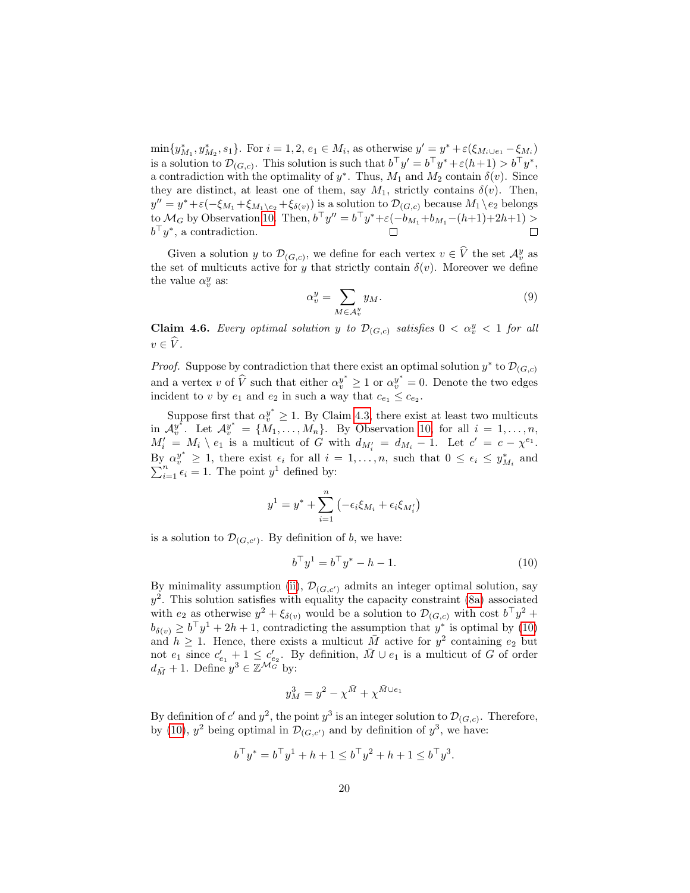$\min\{y^*_{M_1}, y^*_{M_2}, s_1\}$. For $i = 1, 2$, $e_1 \in M_i$, as otherwise $y' = y^* + \varepsilon(\xi_{M_i \cup e_1} - \xi_{M_i})$ is a solution to $\mathcal{D}_{(G,c)}$. This solution is such that $b^\top y' = b^\top y^* + \varepsilon(h+1) > b^\top y^*$, a contradiction with the optimality of $y^*$. Thus, $M_1$ and $M_2$ contain $\delta(v)$. Since they are distinct, at least one of them, say $M_1$, strictly contains $\delta(v)$. Then, $y'' = y^* + \varepsilon(-\xi_{M_1} + \xi_{M_1 \setminus e_2} + \xi_{\delta(v)})$ is a solution to $\mathcal{D}_{(G,c)}$ because $M_1 \setminus e_2$ belongs to $\mathcal{M}_G$ by Observation 10. Then, $b^\top y'' = b^\top y^* + \varepsilon(-b_{M_1} + b_{M_1} - (h+1) + 2h + 1) > b^\top y^*$, a contradiction. ◻ ◻

Given a solution $y$ to $\mathcal{D}_{(G,c)}$, we define for each vertex $v \in \widehat{V}$ the set $\mathcal{A}^y_v$ as the set of multicuts active for $y$ that strictly contain $\delta(v)$. Moreover we define the value $\alpha^y_v$ as:

$$\alpha^y_v = \sum_{M \in \mathcal{A}^y_v} y_M. \tag{9}$$

**Claim 4.6.** *Every optimal solution $y$ to $\mathcal{D}_{(G,c)}$ satisfies $0 < \alpha^y_v < 1$ for all $v \in \widehat{V}$.*

*Proof.* Suppose by contradiction that there exist an optimal solution $y^*$ to $\mathcal{D}_{(G,c)}$ and a vertex $v$ of $\widehat{V}$ such that either $\alpha^{y^*}_v \geq 1$ or $\alpha^{y^*}_v = 0$. Denote the two edges incident to $v$ by $e_1$ and $e_2$ in such a way that $c_{e_1} \leq c_{e_2}$.

Suppose first that $\alpha^{y^*}_v \geq 1$. By Claim 4.3, there exist at least two multicuts in $\mathcal{A}^{y^*}_v$. Let $\mathcal{A}^{y^*}_v = \{M_1, \ldots, M_n\}$. By Observation 10, for all $i = 1, \ldots, n$, $M'_i = M_i \setminus e_1$ is a multicut of $G$ with $d_{M'_i} = d_{M_i} - 1$. Let $c' = c - \chi^{e_1}$. By $\alpha^{y^*}_v \geq 1$, there exist $\epsilon_i$ for all $i = 1, \ldots, n$, such that $0 \leq \epsilon_i \leq y^*_{M_i}$ and $\sum_{i=1}^n \epsilon_i = 1$. The point $y^1$ defined by:

$$y^1 = y^* + \sum_{i=1}^n \left(-\epsilon_i \xi_{M_i} + \epsilon_i \xi_{M'_i}\right)$$

is a solution to $\mathcal{D}_{(G,c')}$. By definition of $b$, we have:

$$b^\top y^1 = b^\top y^* - h - 1. \tag{10}$$

By minimality assumption (ii), $\mathcal{D}_{(G,c')}$ admits an integer optimal solution, say $y^2$. This solution satisfies with equality the capacity constraint (8a) associated with $e_2$ as otherwise $y^2 + \xi_{\delta(v)}$ would be a solution to $\mathcal{D}_{(G,c)}$ with cost $b^\top y^2 + b_{\delta(v)} \geq b^\top y^1 + 2h + 1$, contradicting the assumption that $y^*$ is optimal by (10) and $h \geq 1$. Hence, there exists a multicut $\bar{M}$ active for $y^2$ containing $e_2$ but not $e_1$ since $c'_{e_1} + 1 \leq c'_{e_2}$. By definition, $\bar{M} \cup e_1$ is a multicut of $G$ of order $d_{\bar{M}} + 1$. Define $y^3 \in \mathbb{Z}^{\mathcal{M}_G}$ by:

$$y^3_M = y^2 - \chi^{\bar{M}} + \chi^{\bar{M} \cup e_1}$$

By definition of $c'$ and $y^2$, the point $y^3$ is an integer solution to $\mathcal{D}_{(G,c)}$. Therefore, by (10), $y^2$ being optimal in $\mathcal{D}_{(G,c')}$ and by definition of $y^3$, we have:

$$b^\top y^* = b^\top y^1 + h + 1 \leq b^\top y^2 + h + 1 \leq b^\top y^3.$$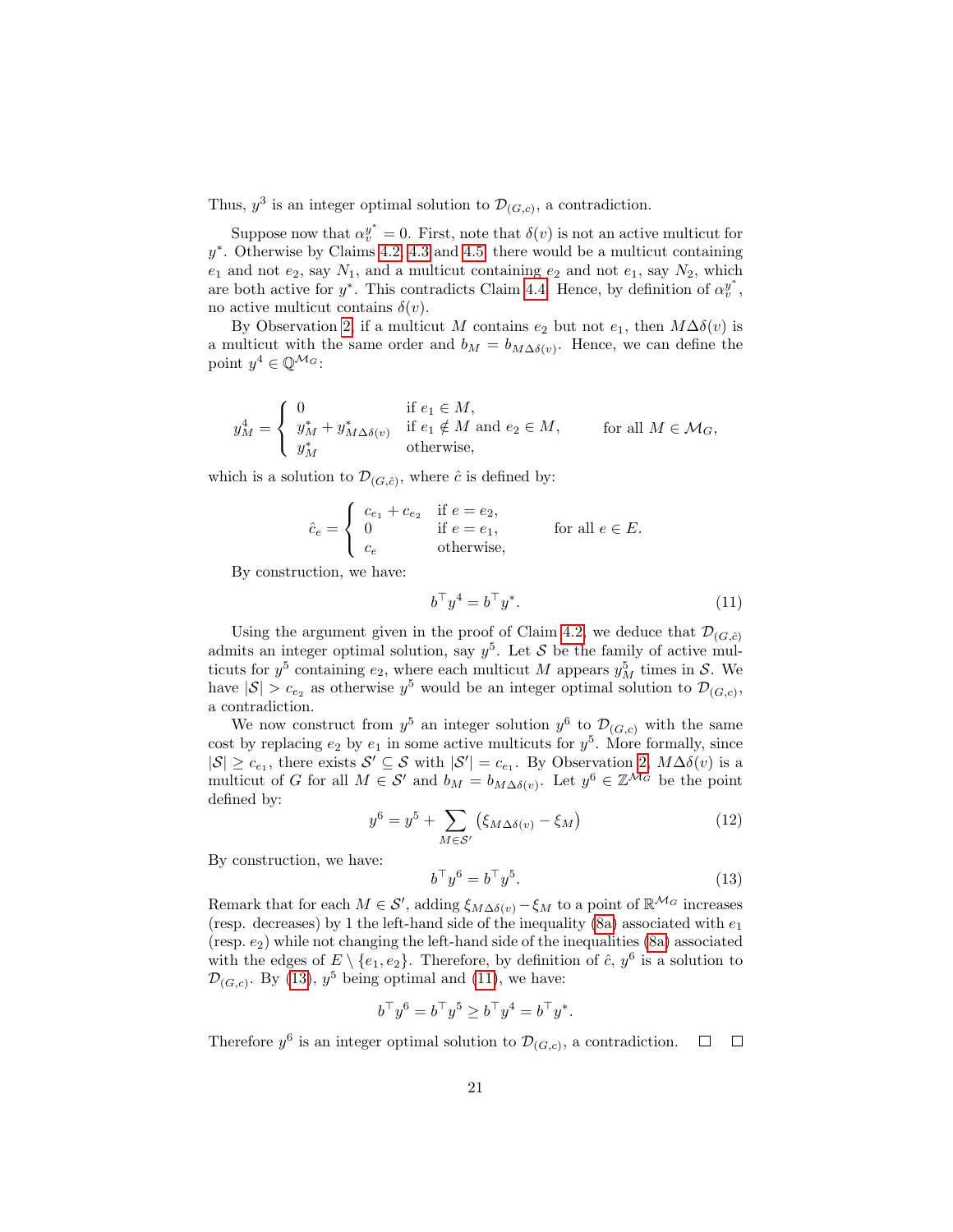Thus, $y^3$ is an integer optimal solution to $\mathcal{D}_{(G,c)}$, a contradiction.

Suppose now that $\alpha_v^{y^*} = 0$. First, note that $\delta(v)$ is not an active multicut for $y^*$. Otherwise by Claims 4.2, 4.3 and 4.5, there would be a multicut containing $e_1$ and not $e_2$, say $N_1$, and a multicut containing $e_2$ and not $e_1$, say $N_2$, which are both active for $y^*$. This contradicts Claim 4.4. Hence, by definition of $\alpha_v^{y^*}$, no active multicut contains $\delta(v)$.

By Observation 2, if a multicut $M$ contains $e_2$ but not $e_1$, then $M \Delta \delta(v)$ is a multicut with the same order and $b_M = b_{M\Delta\delta(v)}$. Hence, we can define the point $y^4 \in \mathbb{Q}^{\mathcal{M}_G}$:

$$
y^4_M = \begin{cases} 0 & \text{if } e_1 \in M, \\ y^*_M + y^*_{M\Delta\delta(v)} & \text{if } e_1 \notin M \text{ and } e_2 \in M, \\ y^*_M & \text{otherwise,} \end{cases} \qquad \text{for all } M \in \mathcal{M}_G,
$$

which is a solution to $\mathcal{D}_{(G,\hat{c})}$, where $\hat{c}$ is defined by:

$$
\hat{c}_e = \begin{cases} c_{e_1} + c_{e_2} & \text{if } e = e_2, \\ 0 & \text{if } e = e_1, \\ c_e & \text{otherwise,} \end{cases} \qquad \text{for all } e \in E.
$$

By construction, we have:

$$
b^\top y^4 = b^\top y^*. \tag{11}
$$

Using the argument given in the proof of Claim 4.2, we deduce that $\mathcal{D}_{(G,\hat{c})}$ admits an integer optimal solution, say $y^5$. Let $\mathcal{S}$ be the family of active multicuts for $y^5$ containing $e_2$, where each multicut $M$ appears $y^5_M$ times in $\mathcal{S}$. We have $|\mathcal{S}| > c_{e_2}$ as otherwise $y^5$ would be an integer optimal solution to $\mathcal{D}_{(G,c)}$, a contradiction.

We now construct from $y^5$ an integer solution $y^6$ to $\mathcal{D}_{(G,c)}$ with the same cost by replacing $e_2$ by $e_1$ in some active multicuts for $y^5$. More formally, since $|\mathcal{S}| \geq c_{e_1}$, there exists $\mathcal{S}' \subseteq \mathcal{S}$ with $|\mathcal{S}'| = c_{e_1}$. By Observation 2, $M\Delta\delta(v)$ is a multicut of $G$ for all $M \in \mathcal{S}'$ and $b_M = b_{M\Delta\delta(v)}$. Let $y^6 \in \mathbb{Z}^{\mathcal{M}_G}$ be the point defined by:

$$
y^6 = y^5 + \sum_{M \in \mathcal{S}'} \left( \xi_{M\Delta\delta(v)} - \xi_M \right) \tag{12}
$$

By construction, we have:

$$
b^\top y^6 = b^\top y^5. \tag{13}
$$

Remark that for each $M \in \mathcal{S}'$, adding $\xi_{M\Delta\delta(v)} - \xi_M$ to a point of $\mathbb{R}^{\mathcal{M}_G}$ increases (resp. decreases) by 1 the left-hand side of the inequality (8a) associated with $e_1$ (resp. $e_2$) while not changing the left-hand side of the inequalities (8a) associated with the edges of $E \setminus \{e_1, e_2\}$. Therefore, by definition of $\hat{c}$, $y^6$ is a solution to $\mathcal{D}_{(G,c)}$. By (13), $y^5$ being optimal and (11), we have:

$$
b^\top y^6 = b^\top y^5 \geq b^\top y^4 = b^\top y^*.
$$

Therefore $y^6$ is an integer optimal solution to $\mathcal{D}_{(G,c)}$, a contradiction. □ □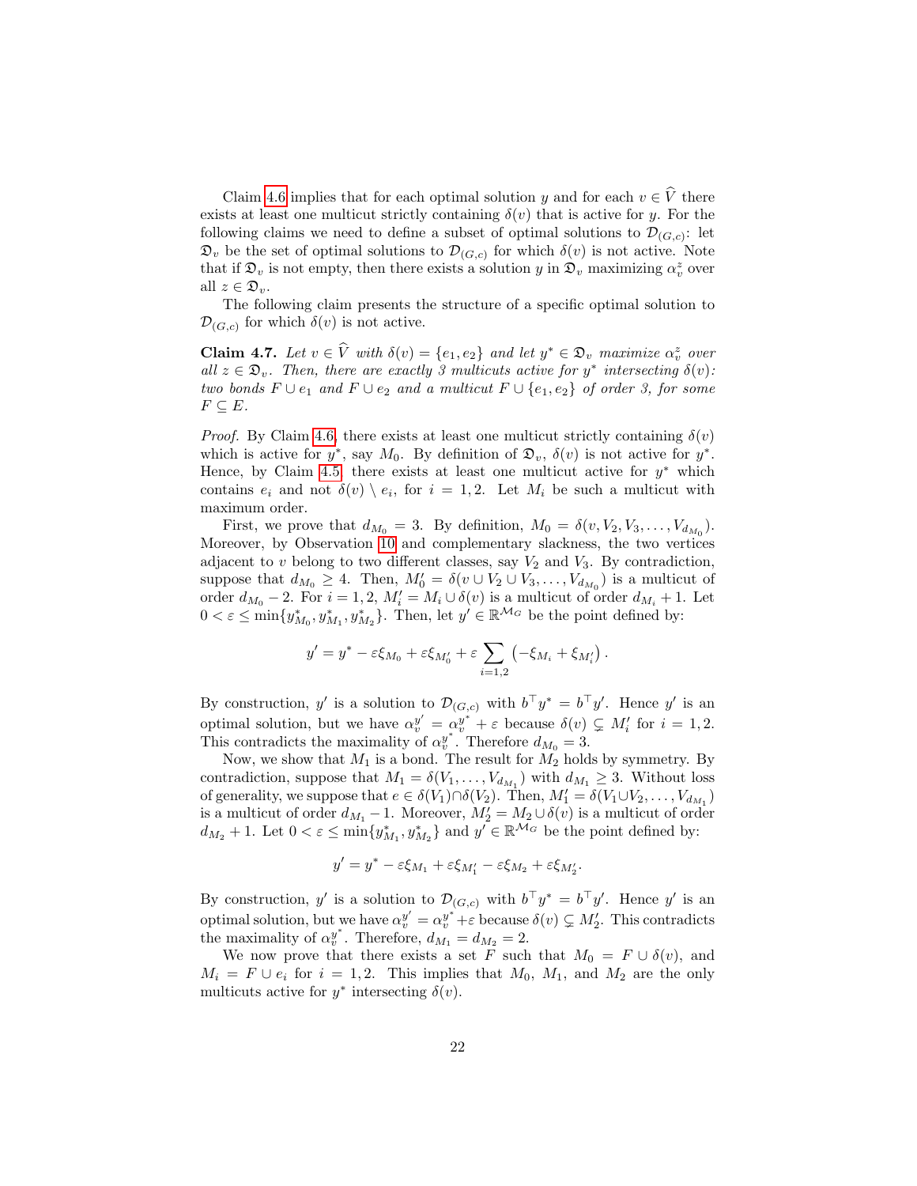Claim 4.6 implies that for each optimal solution $y$ and for each $v \in \widehat{V}$ there exists at least one multicut strictly containing $\delta(v)$ that is active for $y$. For the following claims we need to define a subset of optimal solutions to $\mathcal{D}_{(G,c)}$: let $\mathfrak{D}_v$ be the set of optimal solutions to $\mathcal{D}_{(G,c)}$ for which $\delta(v)$ is not active. Note that if $\mathfrak{D}_v$ is not empty, then there exists a solution $y$ in $\mathfrak{D}_v$ maximizing $\alpha_v^z$ over all $z \in \mathfrak{D}_v$.

The following claim presents the structure of a specific optimal solution to $\mathcal{D}_{(G,c)}$ for which $\delta(v)$ is not active.

**Claim 4.7.** *Let $v \in \widehat{V}$ with $\delta(v) = \{e_1, e_2\}$ and let $y^* \in \mathfrak{D}_v$ maximize $\alpha_v^z$ over all $z \in \mathfrak{D}_v$. Then, there are exactly 3 multicuts active for $y^*$ intersecting $\delta(v)$: two bonds $F \cup e_1$ and $F \cup e_2$ and a multicut $F \cup \{e_1, e_2\}$ of order 3, for some $F \subseteq E$.*

*Proof.* By Claim 4.6, there exists at least one multicut strictly containing $\delta(v)$ which is active for $y^*$, say $M_0$. By definition of $\mathfrak{D}_v$, $\delta(v)$ is not active for $y^*$. Hence, by Claim 4.5, there exists at least one multicut active for $y^*$ which contains $e_i$ and not $\delta(v) \setminus e_i$, for $i = 1, 2$. Let $M_i$ be such a multicut with maximum order.

First, we prove that $d_{M_0} = 3$. By definition, $M_0 = \delta(v, V_2, V_3, \ldots, V_{d_{M_0}})$. Moreover, by Observation 10 and complementary slackness, the two vertices adjacent to $v$ belong to two different classes, say $V_2$ and $V_3$. By contradiction, suppose that $d_{M_0} \geq 4$. Then, $M_0' = \delta(v \cup V_2 \cup V_3, \ldots, V_{d_{M_0}})$ is a multicut of order $d_{M_0} - 2$. For $i = 1, 2$, $M_i' = M_i \cup \delta(v)$ is a multicut of order $d_{M_i} + 1$. Let $0 < \varepsilon \leq \min\{y^*_{M_0}, y^*_{M_1}, y^*_{M_2}\}$. Then, let $y' \in \mathbb{R}^{\mathcal{M}_G}$ be the point defined by:

$$y' = y^* - \varepsilon \xi_{M_0} + \varepsilon \xi_{M_0'} + \varepsilon \sum_{i=1,2} \left( -\xi_{M_i} + \xi_{M_i'} \right).$$

By construction, $y'$ is a solution to $\mathcal{D}_{(G,c)}$ with $b^\top y^* = b^\top y'$. Hence $y'$ is an optimal solution, but we have $\alpha_v^{y'} = \alpha_v^{y^*} + \varepsilon$ because $\delta(v) \subsetneq M_i'$ for $i = 1, 2$. This contradicts the maximality of $\alpha_v^{y^*}$. Therefore $d_{M_0} = 3$.

Now, we show that $M_1$ is a bond. The result for $M_2$ holds by symmetry. By contradiction, suppose that $M_1 = \delta(V_1, \ldots, V_{d_{M_1}})$ with $d_{M_1} \geq 3$. Without loss of generality, we suppose that $e \in \delta(V_1) \cap \delta(V_2)$. Then, $M_1' = \delta(V_1 \cup V_2, \ldots, V_{d_{M_1}})$ is a multicut of order $d_{M_1} - 1$. Moreover, $M_2' = M_2 \cup \delta(v)$ is a multicut of order $d_{M_2} + 1$. Let $0 < \varepsilon \leq \min\{y^*_{M_1}, y^*_{M_2}\}$ and $y' \in \mathbb{R}^{\mathcal{M}_G}$ be the point defined by:

$$y' = y^* - \varepsilon \xi_{M_1} + \varepsilon \xi_{M_1'} - \varepsilon \xi_{M_2} + \varepsilon \xi_{M_2'}.$$

By construction, $y'$ is a solution to $\mathcal{D}_{(G,c)}$ with $b^\top y^* = b^\top y'$. Hence $y'$ is an optimal solution, but we have $\alpha_v^{y'} = \alpha_v^{y^*} + \varepsilon$ because $\delta(v) \subsetneq M_2'$. This contradicts the maximality of $\alpha_v^{y^*}$. Therefore, $d_{M_1} = d_{M_2} = 2$.

We now prove that there exists a set $F$ such that $M_0 = F \cup \delta(v)$, and $M_i = F \cup e_i$ for $i = 1, 2$. This implies that $M_0$, $M_1$, and $M_2$ are the only multicuts active for $y^*$ intersecting $\delta(v)$.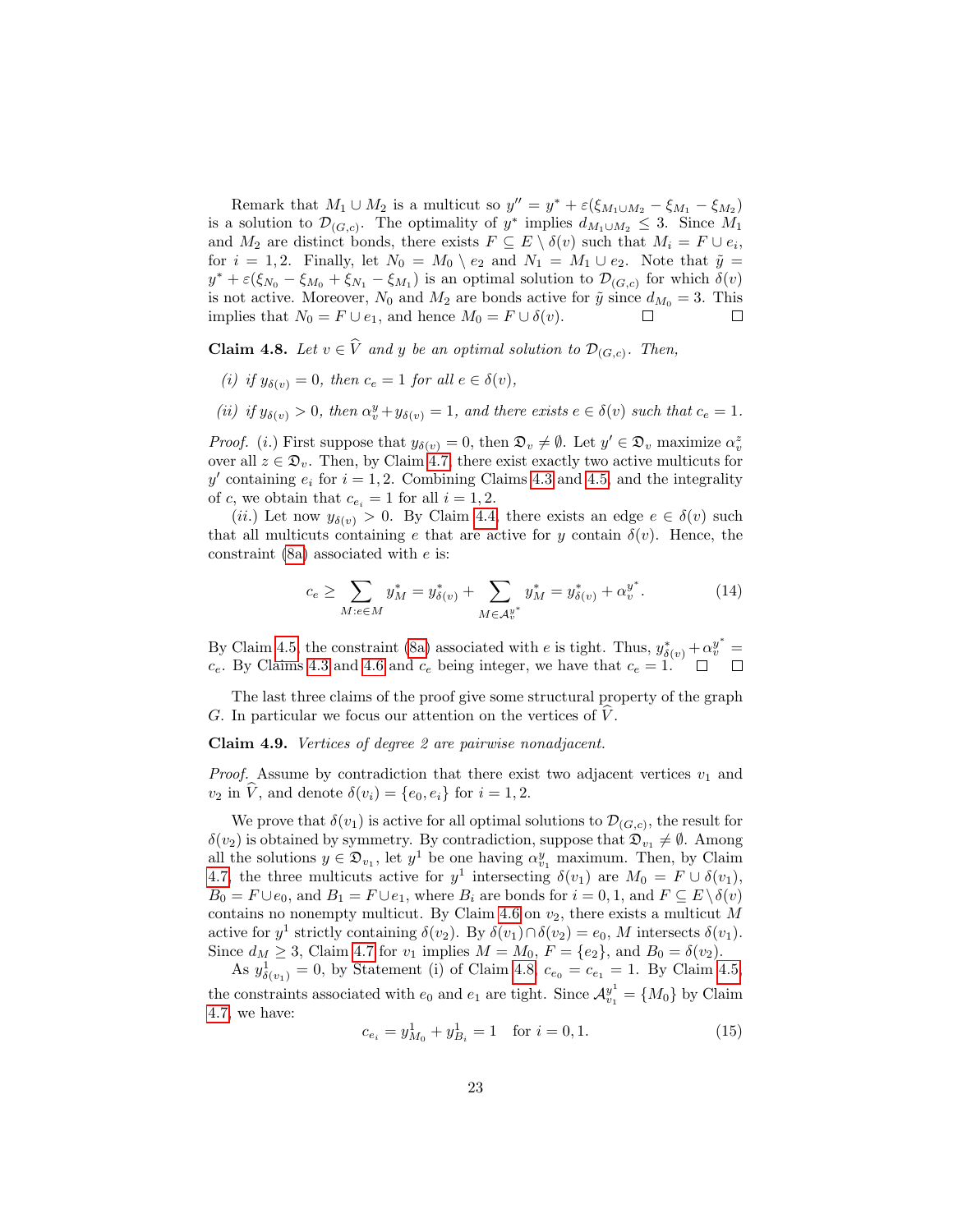Remark that $M_1 \cup M_2$ is a multicut so $y'' = y^* + \varepsilon(\xi_{M_1 \cup M_2} - \xi_{M_1} - \xi_{M_2})$ is a solution to $\mathcal{D}_{(G,c)}$. The optimality of $y^*$ implies $d_{M_1 \cup M_2} \leq 3$. Since $M_1$ and $M_2$ are distinct bonds, there exists $F \subseteq E \setminus \delta(v)$ such that $M_i = F \cup e_i$, for $i = 1, 2$. Finally, let $N_0 = M_0 \setminus e_2$ and $N_1 = M_1 \cup e_2$. Note that $\tilde{y} = y^* + \varepsilon(\xi_{N_0} - \xi_{M_0} + \xi_{N_1} - \xi_{M_1})$ is an optimal solution to $\mathcal{D}_{(G,c)}$ for which $\delta(v)$ is not active. Moreover, $N_0$ and $M_2$ are bonds active for $\tilde{y}$ since $d_{M_0} = 3$. This implies that $N_0 = F \cup e_1$, and hence $M_0 = F \cup \delta(v)$. □ □

**Claim 4.8.** *Let $v \in \widehat{V}$ and $y$ be an optimal solution to $\mathcal{D}_{(G,c)}$. Then,*

*(i) if $y_{\delta(v)} = 0$, then $c_e = 1$ for all $e \in \delta(v)$,*

*(ii) if $y_{\delta(v)} > 0$, then $\alpha_v^y + y_{\delta(v)} = 1$, and there exists $e \in \delta(v)$ such that $c_e = 1$.*

*Proof.* $(i.)$ First suppose that $y_{\delta(v)} = 0$, then $\mathfrak{D}_v \neq \emptyset$. Let $y' \in \mathfrak{D}_v$ maximize $\alpha_v^z$ over all $z \in \mathfrak{D}_v$. Then, by Claim 4.7, there exist exactly two active multicuts for $y'$ containing $e_i$ for $i = 1, 2$. Combining Claims 4.3 and 4.5, and the integrality of $c$, we obtain that $c_{e_i} = 1$ for all $i = 1, 2$.

$(ii.)$ Let now $y_{\delta(v)} > 0$. By Claim 4.4, there exists an edge $e \in \delta(v)$ such that all multicuts containing $e$ that are active for $y$ contain $\delta(v)$. Hence, the constraint (8a) associated with $e$ is:

$$c_e \geq \sum_{M : e \in M} y^*_M = y^*_{\delta(v)} + \sum_{M \in \mathcal{A}_v^{y^*}} y^*_M = y^*_{\delta(v)} + \alpha_v^{y^*}. \tag{14}$$

By Claim 4.5, the constraint (8a) associated with $e$ is tight. Thus, $y^*_{\delta(v)} + \alpha_v^{y^*} = c_e$. By Claims 4.3 and 4.6 and $c_e$ being integer, we have that $c_e = 1$. □ □

The last three claims of the proof give some structural property of the graph $G$. In particular we focus our attention on the vertices of $\widehat{V}$.

**Claim 4.9.** *Vertices of degree 2 are pairwise nonadjacent.*

*Proof.* Assume by contradiction that there exist two adjacent vertices $v_1$ and $v_2$ in $\widehat{V}$, and denote $\delta(v_i) = \{e_0, e_i\}$ for $i = 1, 2$.

We prove that $\delta(v_1)$ is active for all optimal solutions to $\mathcal{D}_{(G,c)}$, the result for $\delta(v_2)$ is obtained by symmetry. By contradiction, suppose that $\mathfrak{D}_{v_1} \neq \emptyset$. Among all the solutions $y \in \mathfrak{D}_{v_1}$, let $y^1$ be one having $\alpha_{v_1}^y$ maximum. Then, by Claim 4.7, the three multicuts active for $y^1$ intersecting $\delta(v_1)$ are $M_0 = F \cup \delta(v_1)$, $B_0 = F \cup e_0$, and $B_1 = F \cup e_1$, where $B_i$ are bonds for $i = 0, 1$, and $F \subseteq E \setminus \delta(v)$ contains no nonempty multicut. By Claim 4.6 on $v_2$, there exists a multicut $M$ active for $y^1$ strictly containing $\delta(v_2)$. By $\delta(v_1) \cap \delta(v_2) = e_0$, $M$ intersects $\delta(v_1)$. Since $d_M \geq 3$, Claim 4.7 for $v_1$ implies $M = M_0$, $F = \{e_2\}$, and $B_0 = \delta(v_2)$.

As $y^1_{\delta(v_1)} = 0$, by Statement (i) of Claim 4.8, $c_{e_0} = c_{e_1} = 1$. By Claim 4.5, the constraints associated with $e_0$ and $e_1$ are tight. Since $\mathcal{A}_{v_1}^{y^1} = \{M_0\}$ by Claim 4.7, we have:

$$c_{e_i} = y^1_{M_0} + y^1_{B_i} = 1 \quad \text{for } i = 0, 1. \tag{15}$$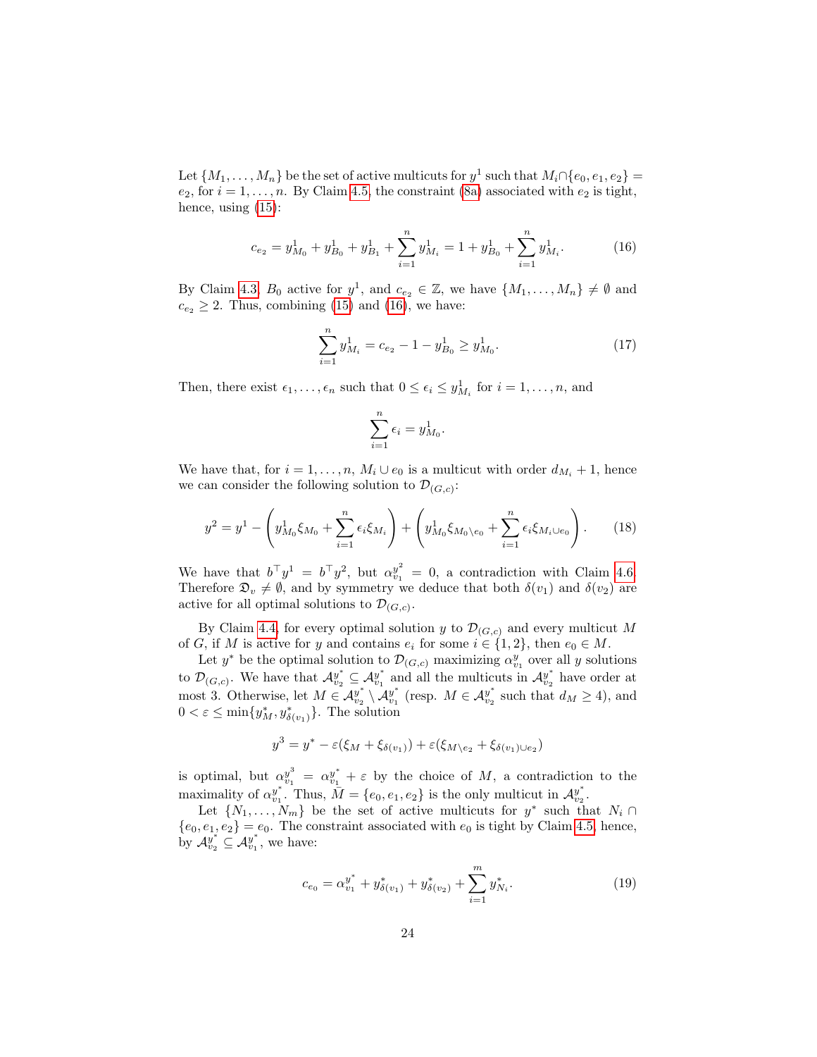Let $\{M_1, \ldots, M_n\}$ be the set of active multicuts for $y^1$ such that $M_i \cap \{e_0, e_1, e_2\} = e_2$, for $i = 1, \ldots, n$. By Claim 4.5, the constraint (8a) associated with $e_2$ is tight, hence, using (15):

$$c_{e_2} = y^1_{M_0} + y^1_{B_0} + y^1_{B_1} + \sum_{i=1}^{n} y^1_{M_i} = 1 + y^1_{B_0} + \sum_{i=1}^{n} y^1_{M_i}. \tag{16}$$

By Claim 4.3, $B_0$ active for $y^1$, and $c_{e_2} \in \mathbb{Z}$, we have $\{M_1, \ldots, M_n\} \neq \emptyset$ and $c_{e_2} \geq 2$. Thus, combining (15) and (16), we have:

$$\sum_{i=1}^{n} y^1_{M_i} = c_{e_2} - 1 - y^1_{B_0} \geq y^1_{M_0}. \tag{17}$$

Then, there exist $\epsilon_1, \ldots, \epsilon_n$ such that $0 \leq \epsilon_i \leq y^1_{M_i}$ for $i = 1, \ldots, n$, and

$$\sum_{i=1}^{n} \epsilon_i = y^1_{M_0}.$$

We have that, for $i = 1, \ldots, n$, $M_i \cup e_0$ is a multicut with order $d_{M_i} + 1$, hence we can consider the following solution to $\mathcal{D}_{(G,c)}$:

$$y^2 = y^1 - \left( y^1_{M_0} \xi_{M_0} + \sum_{i=1}^{n} \epsilon_i \xi_{M_i} \right) + \left( y^1_{M_0} \xi_{M_0 \setminus e_0} + \sum_{i=1}^{n} \epsilon_i \xi_{M_i \cup e_0} \right). \tag{18}$$

We have that $b^\top y^1 = b^\top y^2$, but $\alpha^{y^2}_{v_1} = 0$, a contradiction with Claim 4.6. Therefore $\mathfrak{D}_v \neq \emptyset$, and by symmetry we deduce that both $\delta(v_1)$ and $\delta(v_2)$ are active for all optimal solutions to $\mathcal{D}_{(G,c)}$.

By Claim 4.4, for every optimal solution $y$ to $\mathcal{D}_{(G,c)}$ and every multicut $M$ of $G$, if $M$ is active for $y$ and contains $e_i$ for some $i \in \{1, 2\}$, then $e_0 \in M$.

Let $y^*$ be the optimal solution to $\mathcal{D}_{(G,c)}$ maximizing $\alpha^{y}_{v_1}$ over all $y$ solutions to $\mathcal{D}_{(G,c)}$. We have that $\mathcal{A}^{y^*}_{v_2} \subseteq \mathcal{A}^{y^*}_{v_1}$ and all the multicuts in $\mathcal{A}^{y^*}_{v_2}$ have order at most 3. Otherwise, let $M \in \mathcal{A}^{y^*}_{v_2} \setminus \mathcal{A}^{y^*}_{v_1}$ (resp. $M \in \mathcal{A}^{y^*}_{v_2}$ such that $d_M \geq 4$), and $0 < \varepsilon \leq \min\{y^*_M, y^*_{\delta(v_1)}\}$. The solution

$$y^3 = y^* - \varepsilon(\xi_M + \xi_{\delta(v_1)}) + \varepsilon(\xi_{M \setminus e_2} + \xi_{\delta(v_1) \cup e_2})$$

is optimal, but $\alpha^{y^3}_{v_1} = \alpha^{y^*}_{v_1} + \varepsilon$ by the choice of $M$, a contradiction to the maximality of $\alpha^{y^*}_{v_1}$. Thus, $M = \{e_0, e_1, e_2\}$ is the only multicut in $\mathcal{A}^{y^*}_{v_2}$.

Let $\{N_1, \ldots, N_m\}$ be the set of active multicuts for $y^*$ such that $N_i \cap \{e_0, e_1, e_2\} = e_0$. The constraint associated with $e_0$ is tight by Claim 4.5, hence, by $\mathcal{A}^{y^*}_{v_2} \subseteq \mathcal{A}^{y^*}_{v_1}$, we have:

$$c_{e_0} = \alpha^{y^*}_{v_1} + y^*_{\delta(v_1)} + y^*_{\delta(v_2)} + \sum_{i=1}^{m} y^*_{N_i}. \tag{19}$$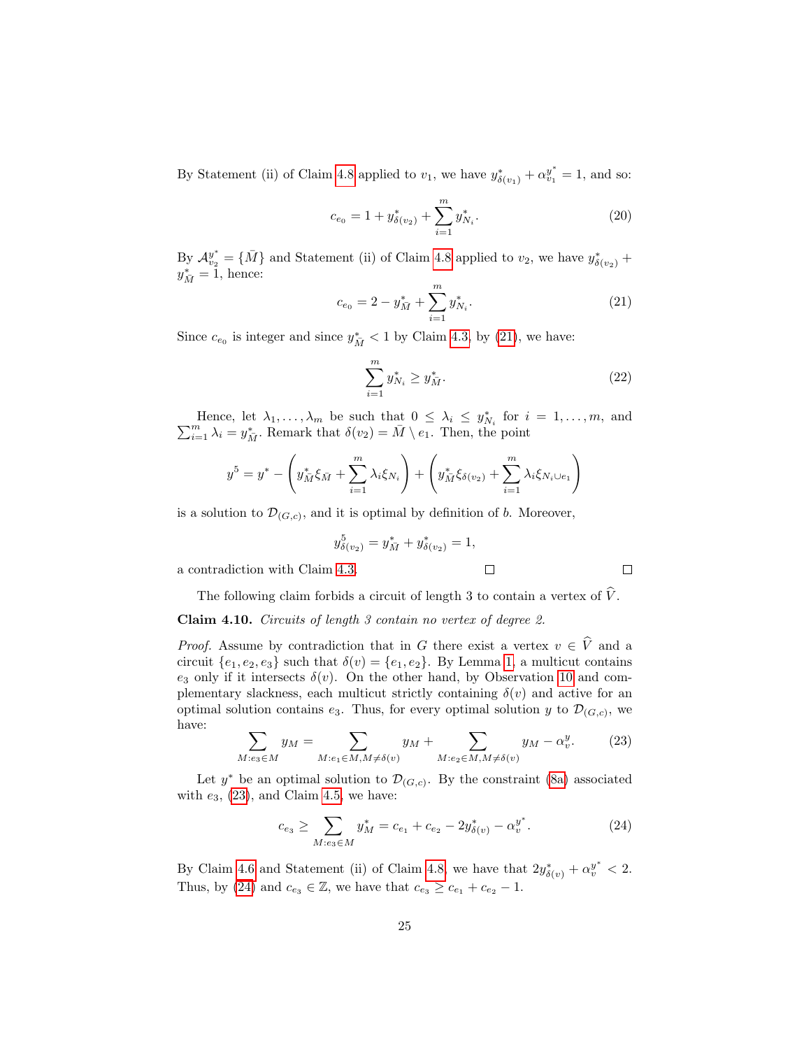By Statement (ii) of Claim 4.8 applied to $v_1$, we have $y^*_{\delta(v_1)} + \alpha^{y^*}_{v_1} = 1$, and so:

$$c_{e_0} = 1 + y^*_{\delta(v_2)} + \sum_{i=1}^{m} y^*_{N_i}. \tag{20}$$

By $\mathcal{A}^{y^*}_{v_2} = \{\bar{M}\}$ and Statement (ii) of Claim 4.8 applied to $v_2$, we have $y^*_{\delta(v_2)} + y^*_{\bar{M}} = 1$, hence:

$$c_{e_0} = 2 - y^*_{\bar{M}} + \sum_{i=1}^{m} y^*_{N_i}. \tag{21}$$

Since $c_{e_0}$ is integer and since $y^*_{\bar{M}} < 1$ by Claim 4.3, by (21), we have:

$$\sum_{i=1}^{m} y^*_{N_i} \geq y^*_{\bar{M}}. \tag{22}$$

Hence, let $\lambda_1, \ldots, \lambda_m$ be such that $0 \leq \lambda_i \leq y^*_{N_i}$ for $i = 1, \ldots, m$, and $\sum_{i=1}^m \lambda_i = y^*_{\bar{M}}$. Remark that $\delta(v_2) = \bar{M} \setminus e_1$. Then, the point

$$y^5 = y^* - \left( y^*_{\bar{M}} \xi_{\bar{M}} + \sum_{i=1}^{m} \lambda_i \xi_{N_i} \right) + \left( y^*_{\bar{M}} \xi_{\delta(v_2)} + \sum_{i=1}^{m} \lambda_i \xi_{N_i \cup e_1} \right)$$

is a solution to $\mathcal{D}_{(G,c)}$, and it is optimal by definition of $b$. Moreover,

$$y^5_{\delta(v_2)} = y^*_{\bar{M}} + y^*_{\delta(v_2)} = 1,$$

a contradiction with Claim 4.3. □ □

The following claim forbids a circuit of length 3 to contain a vertex of $\widehat{V}$.

**Claim 4.10.** *Circuits of length 3 contain no vertex of degree 2.*

*Proof.* Assume by contradiction that in $G$ there exist a vertex $v \in \widehat{V}$ and a circuit $\{e_1, e_2, e_3\}$ such that $\delta(v) = \{e_1, e_2\}$. By Lemma 1, a multicut contains $e_3$ only if it intersects $\delta(v)$. On the other hand, by Observation 10 and complementary slackness, each multicut strictly containing $\delta(v)$ and active for an optimal solution contains $e_3$. Thus, for every optimal solution $y$ to $\mathcal{D}_{(G,c)}$, we have:

$$\sum_{M : e_3 \in M} y_M = \sum_{M : e_1 \in M, M \neq \delta(v)} y_M + \sum_{M : e_2 \in M, M \neq \delta(v)} y_M - \alpha^y_v. \tag{23}$$

Let $y^*$ be an optimal solution to $\mathcal{D}_{(G,c)}$. By the constraint (8a) associated with $e_3$, (23), and Claim 4.5, we have:

$$c_{e_3} \geq \sum_{M : e_3 \in M} y^*_M = c_{e_1} + c_{e_2} - 2y^*_{\delta(v)} - \alpha^{y^*}_v. \tag{24}$$

By Claim 4.6 and Statement (ii) of Claim 4.8, we have that $2y^*_{\delta(v)} + \alpha^{y^*}_v < 2$. Thus, by (24) and $c_{e_3} \in \mathbb{Z}$, we have that $c_{e_3} \geq c_{e_1} + c_{e_2} - 1$.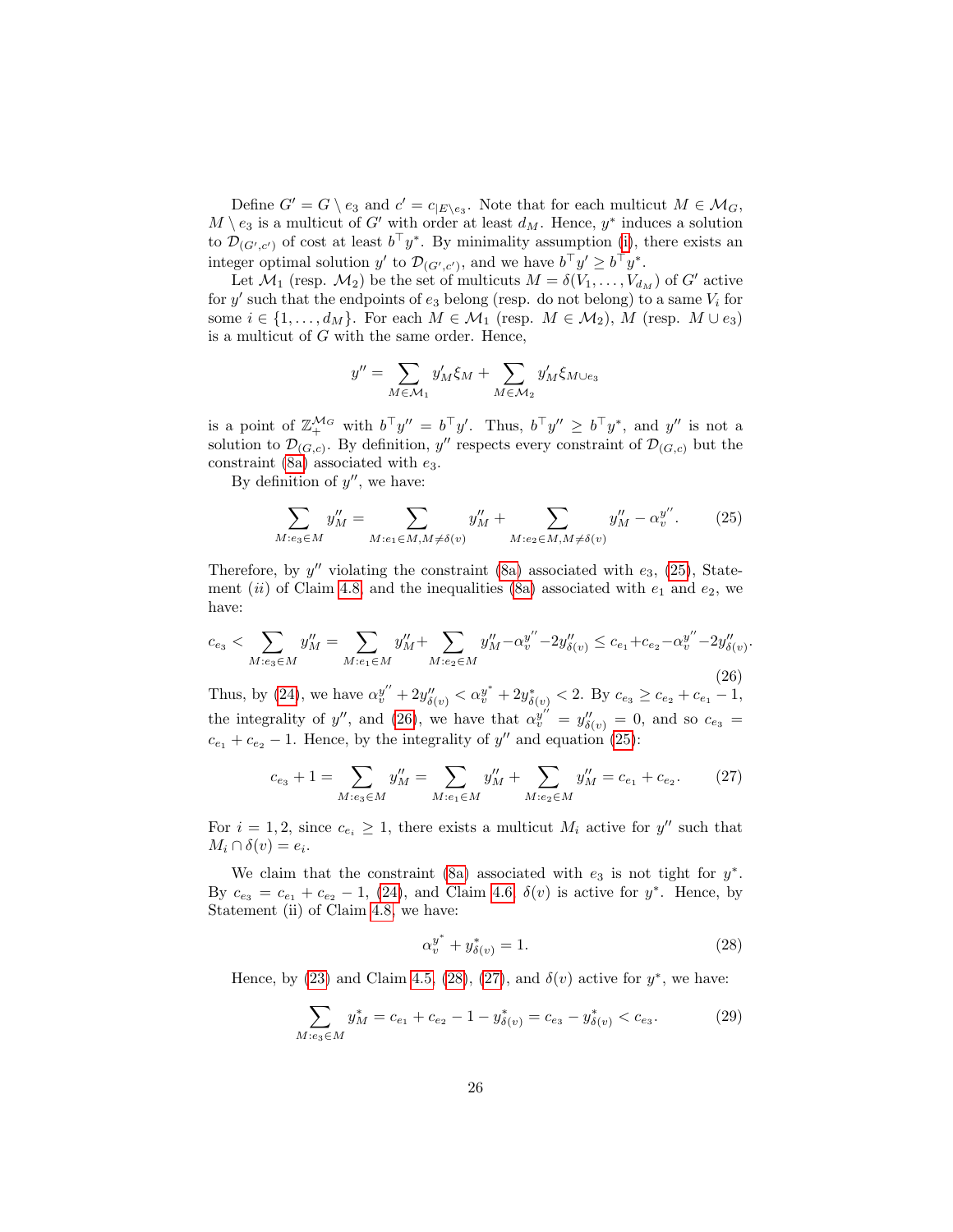Define $G' = G \setminus e_3$ and $c' = c_{|E \setminus e_3}$. Note that for each multicut $M \in \mathcal{M}_G$, $M \setminus e_3$ is a multicut of $G'$ with order at least $d_M$. Hence, $y^*$ induces a solution to $\mathcal{D}_{(G',c')}$ of cost at least $b^\top y^*$. By minimality assumption (i), there exists an integer optimal solution $y'$ to $\mathcal{D}_{(G',c')}$, and we have $b^\top y' \geq b^\top y^*$.

Let $\mathcal{M}_1$ (resp. $\mathcal{M}_2$) be the set of multicuts $M = \delta(V_1, \ldots, V_{d_M})$ of $G'$ active for $y'$ such that the endpoints of $e_3$ belong (resp. do not belong) to a same $V_i$ for some $i \in \{1, \ldots, d_M\}$. For each $M \in \mathcal{M}_1$ (resp. $M \in \mathcal{M}_2$), $M$ (resp. $M \cup e_3$) is a multicut of $G$ with the same order. Hence,

$$y'' = \sum_{M \in \mathcal{M}_1} y'_M \xi_M + \sum_{M \in \mathcal{M}_2} y'_M \xi_{M \cup e_3}$$

is a point of $\mathbb{Z}_+^{\mathcal{M}_G}$ with $b^\top y'' = b^\top y'$. Thus, $b^\top y'' \geq b^\top y^*$, and $y''$ is not a solution to $\mathcal{D}_{(G,c)}$. By definition, $y''$ respects every constraint of $\mathcal{D}_{(G,c)}$ but the constraint (8a) associated with $e_3$.

By definition of $y''$, we have:

$$\sum_{M: e_3 \in M} y''_M = \sum_{M: e_1 \in M, M \neq \delta(v)} y''_M + \sum_{M: e_2 \in M, M \neq \delta(v)} y''_M - \alpha_v^{y''}. \tag{25}$$

Therefore, by $y''$ violating the constraint (8a) associated with $e_3$, (25), Statement $(ii)$ of Claim 4.8, and the inequalities (8a) associated with $e_1$ and $e_2$, we have:

$$c_{e_3} < \sum_{M: e_3 \in M} y''_M = \sum_{M: e_1 \in M} y''_M + \sum_{M: e_2 \in M} y''_M - \alpha_v^{y''} - 2y''_{\delta(v)} \leq c_{e_1} + c_{e_2} - \alpha_v^{y''} - 2y''_{\delta(v)}. \tag{26}$$

Thus, by (24), we have $\alpha_v^{y''} + 2y''_{\delta(v)} < \alpha_v^{y^*} + 2y^*_{\delta(v)} < 2$. By $c_{e_3} \geq c_{e_2} + c_{e_1} - 1$, the integrality of $y''$, and (26), we have that $\alpha_v^{y''} = y''_{\delta(v)} = 0$, and so $c_{e_3} = c_{e_1} + c_{e_2} - 1$. Hence, by the integrality of $y''$ and equation (25):

$$c_{e_3} + 1 = \sum_{M: e_3 \in M} y''_M = \sum_{M: e_1 \in M} y''_M + \sum_{M: e_2 \in M} y''_M = c_{e_1} + c_{e_2}. \tag{27}$$

For $i = 1, 2$, since $c_{e_i} \geq 1$, there exists a multicut $M_i$ active for $y''$ such that $M_i \cap \delta(v) = e_i$.

We claim that the constraint (8a) associated with $e_3$ is not tight for $y^*$. By $c_{e_3} = c_{e_1} + c_{e_2} - 1$, (24), and Claim 4.6, $\delta(v)$ is active for $y^*$. Hence, by Statement (ii) of Claim 4.8, we have:

$$\alpha_v^{y^*} + y^*_{\delta(v)} = 1. \tag{28}$$

Hence, by (23) and Claim 4.5, (28), (27), and $\delta(v)$ active for $y^*$, we have:

$$\sum_{M: e_3 \in M} y^*_M = c_{e_1} + c_{e_2} - 1 - y^*_{\delta(v)} = c_{e_3} - y^*_{\delta(v)} < c_{e_3}. \tag{29}$$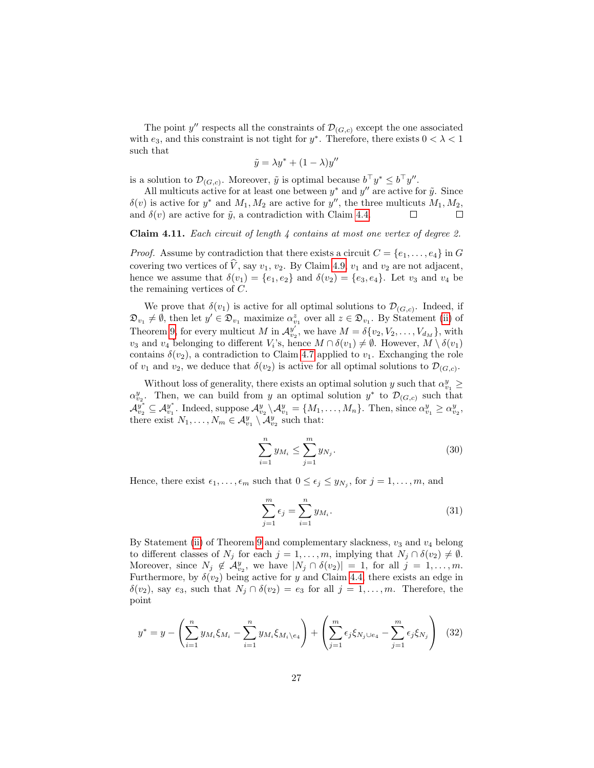The point $y''$ respects all the constraints of $\mathcal{D}_{(G,c)}$ except the one associated with $e_3$, and this constraint is not tight for $y^*$. Therefore, there exists $0 < \lambda < 1$ such that

$$\tilde{y} = \lambda y^* + (1 - \lambda) y''$$

is a solution to $\mathcal{D}_{(G,c)}$. Moreover, $\tilde{y}$ is optimal because $b^\top y^* \leq b^\top y''$.

All multicuts active for at least one between $y^*$ and $y''$ are active for $\tilde{y}$. Since $\delta(v)$ is active for $y^*$ and $M_1, M_2$ are active for $y''$, the three multicuts $M_1, M_2$, and $\delta(v)$ are active for $\tilde{y}$, a contradiction with Claim 4.4. □ □

**Claim 4.11.** *Each circuit of length 4 contains at most one vertex of degree 2.*

*Proof.* Assume by contradiction that there exists a circuit $C = \{e_1, \ldots, e_4\}$ in $G$ covering two vertices of $\widehat{V}$, say $v_1$, $v_2$. By Claim 4.9, $v_1$ and $v_2$ are not adjacent, hence we assume that $\delta(v_1) = \{e_1, e_2\}$ and $\delta(v_2) = \{e_3, e_4\}$. Let $v_3$ and $v_4$ be the remaining vertices of $C$.

We prove that $\delta(v_1)$ is active for all optimal solutions to $\mathcal{D}_{(G,c)}$. Indeed, if $\mathfrak{D}_{v_1} \neq \emptyset$, then let $y' \in \mathfrak{D}_{v_1}$ maximize $\alpha^z_{v_1}$ over all $z \in \mathfrak{D}_{v_1}$. By Statement (ii) of Theorem 9, for every multicut $M$ in $\mathcal{A}^{y'}_{v_2}$, we have $M = \delta\{v_2, V_2, \ldots, V_{d_M}\}$, with $v_3$ and $v_4$ belonging to different $V_i$'s, hence $M \cap \delta(v_1) \neq \emptyset$. However, $M \setminus \delta(v_1)$ contains $\delta(v_2)$, a contradiction to Claim 4.7 applied to $v_1$. Exchanging the role of $v_1$ and $v_2$, we deduce that $\delta(v_2)$ is active for all optimal solutions to $\mathcal{D}_{(G,c)}$.

Without loss of generality, there exists an optimal solution $y$ such that $\alpha^y_{v_1} \geq \alpha^y_{v_2}$. Then, we can build from $y$ an optimal solution $y^*$ to $\mathcal{D}_{(G,c)}$ such that $\mathcal{A}^{y^*}_{v_2} \subseteq \mathcal{A}^{y^*}_{v_1}$. Indeed, suppose $\mathcal{A}^y_{v_2} \setminus \mathcal{A}^y_{v_1} = \{M_1, \ldots, M_n\}$. Then, since $\alpha^y_{v_1} \geq \alpha^y_{v_2}$, there exist $N_1, \ldots, N_m \in \mathcal{A}^y_{v_1} \setminus \mathcal{A}^y_{v_2}$ such that:

$$\sum_{i=1}^{n} y_{M_i} \leq \sum_{j=1}^{m} y_{N_j}. \tag{30}$$

Hence, there exist $\epsilon_1, \ldots, \epsilon_m$ such that $0 \leq \epsilon_j \leq y_{N_j}$, for $j = 1, \ldots, m$, and

$$\sum_{j=1}^{m} \epsilon_j = \sum_{i=1}^{n} y_{M_i}. \tag{31}$$

By Statement (ii) of Theorem 9 and complementary slackness, $v_3$ and $v_4$ belong to different classes of $N_j$ for each $j = 1, \ldots, m$, implying that $N_j \cap \delta(v_2) \neq \emptyset$. Moreover, since $N_j \notin \mathcal{A}^y_{v_2}$, we have $|N_j \cap \delta(v_2)| = 1$, for all $j = 1, \ldots, m$. Furthermore, by $\delta(v_2)$ being active for $y$ and Claim 4.4, there exists an edge in $\delta(v_2)$, say $e_3$, such that $N_j \cap \delta(v_2) = e_3$ for all $j = 1, \ldots, m$. Therefore, the point

$$y^* = y - \left( \sum_{i=1}^{n} y_{M_i} \xi_{M_i} - \sum_{i=1}^{n} y_{M_i} \xi_{M_i \setminus e_4} \right) + \left( \sum_{j=1}^{m} \epsilon_j \xi_{N_j \cup e_4} - \sum_{j=1}^{m} \epsilon_j \xi_{N_j} \right) \tag{32}$$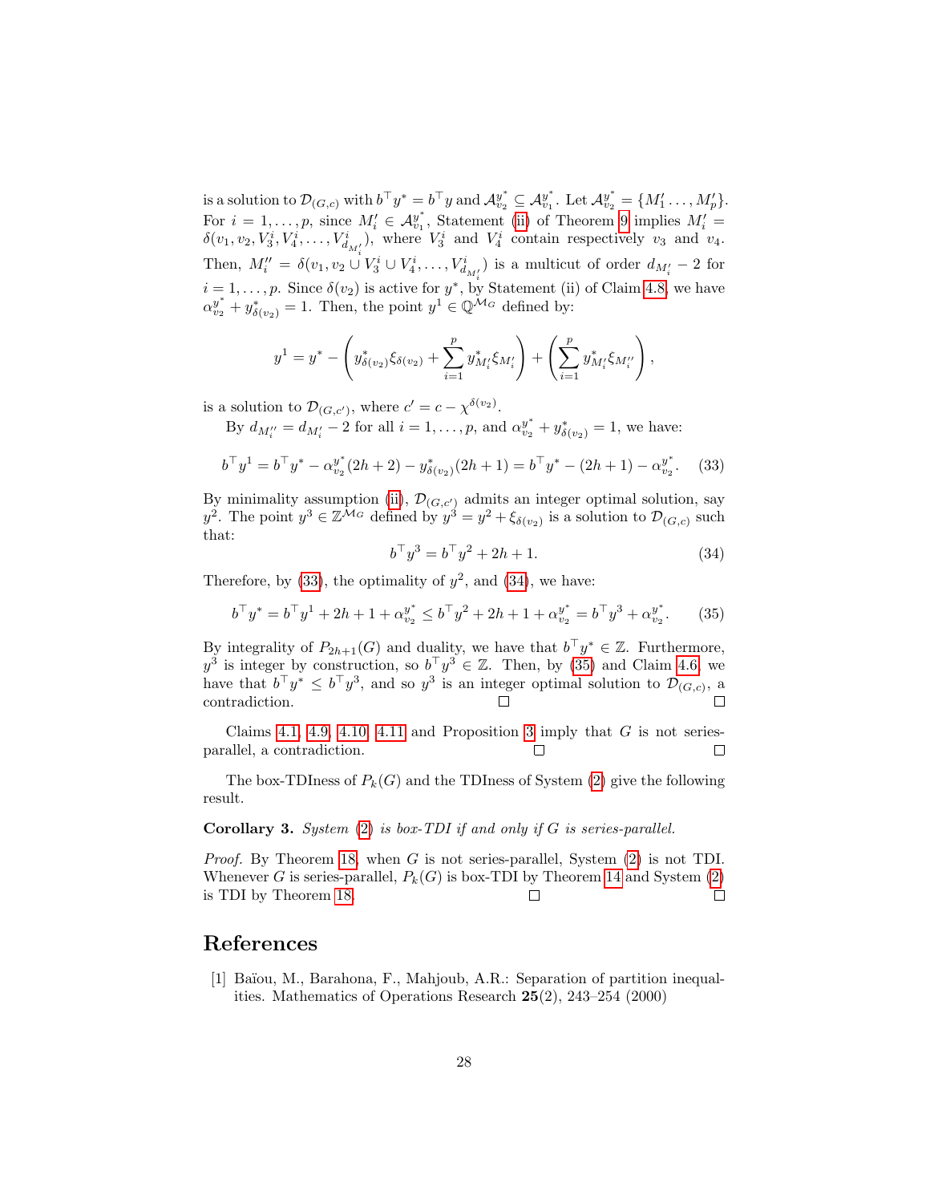is a solution to $\mathcal{D}_{(G,c)}$ with $b^\top y^* = b^\top y$ and $\mathcal{A}_{v_2}^{y^*} \subseteq \mathcal{A}_{v_1}^{y^*}$. Let $\mathcal{A}_{v_2}^{y^*} = \{M'_1 \ldots, M'_p\}$. For $i = 1, \ldots, p$, since $M'_i \in \mathcal{A}_{v_1}^{y^*}$, Statement (ii) of Theorem 9 implies $M'_i = \delta(v_1, v_2, V_3^i, V_4^i, \ldots, V_{d_{M'_i}}^i)$, where $V_3^i$ and $V_4^i$ contain respectively $v_3$ and $v_4$. Then, $M''_i = \delta(v_1, v_2 \cup V_3^i \cup V_4^i, \ldots, V_{d_{M'_i}}^i)$ is a multicut of order $d_{M'_i} - 2$ for $i = 1, \ldots, p$. Since $\delta(v_2)$ is active for $y^*$, by Statement (ii) of Claim 4.8, we have $\alpha_{v_2}^{y^*} + y^*_{\delta(v_2)} = 1$. Then, the point $y^1 \in \mathbb{Q}^{\mathcal{M}_G}$ defined by:

$$y^1 = y^* - \left( y^*_{\delta(v_2)} \xi_{\delta(v_2)} + \sum_{i=1}^{p} y^*_{M'_i} \xi_{M'_i} \right) + \left( \sum_{i=1}^{p} y^*_{M'_i} \xi_{M''_i} \right),$$

is a solution to $\mathcal{D}_{(G,c')}$, where $c' = c - \chi^{\delta(v_2)}$.

By $d_{M''_i} = d_{M'_i} - 2$ for all $i = 1, \ldots, p$, and $\alpha_{v_2}^{y^*} + y^*_{\delta(v_2)} = 1$, we have:

$$b^\top y^1 = b^\top y^* - \alpha_{v_2}^{y^*}(2h+2) - y^*_{\delta(v_2)}(2h+1) = b^\top y^* - (2h+1) - \alpha_{v_2}^{y^*}. \tag{33}$$

By minimality assumption (ii), $\mathcal{D}_{(G,c')}$ admits an integer optimal solution, say $y^2$. The point $y^3 \in \mathbb{Z}^{\mathcal{M}_G}$ defined by $y^3 = y^2 + \xi_{\delta(v_2)}$ is a solution to $\mathcal{D}_{(G,c)}$ such that:

$$b^\top y^3 = b^\top y^2 + 2h + 1. \tag{34}$$

Therefore, by (33), the optimality of $y^2$, and (34), we have:

$$b^\top y^* = b^\top y^1 + 2h + 1 + \alpha_{v_2}^{y^*} \leq b^\top y^2 + 2h + 1 + \alpha_{v_2}^{y^*} = b^\top y^3 + \alpha_{v_2}^{y^*}. \tag{35}$$

By integrality of $P_{2h+1}(G)$ and duality, we have that $b^\top y^* \in \mathbb{Z}$. Furthermore, $y^3$ is integer by construction, so $b^\top y^3 \in \mathbb{Z}$. Then, by (35) and Claim 4.6, we have that $b^\top y^* \leq b^\top y^3$, and so $y^3$ is an integer optimal solution to $\mathcal{D}_{(G,c)}$, a contradiction. □ □

Claims 4.1, 4.9, 4.10, 4.11 and Proposition 3 imply that $G$ is not series-parallel, a contradiction. □ □

The box-TDIness of $P_k(G)$ and the TDIness of System (2) give the following result.

**Corollary 3.** *System (2) is box-TDI if and only if $G$ is series-parallel.*

*Proof.* By Theorem 18, when $G$ is not series-parallel, System (2) is not TDI. Whenever $G$ is series-parallel, $P_k(G)$ is box-TDI by Theorem 14 and System (2) is TDI by Theorem 18. □ □

## References

[1] Baïou, M., Barahona, F., Mahjoub, A.R.: Separation of partition inequalities. Mathematics of Operations Research **25**(2), 243–254 (2000)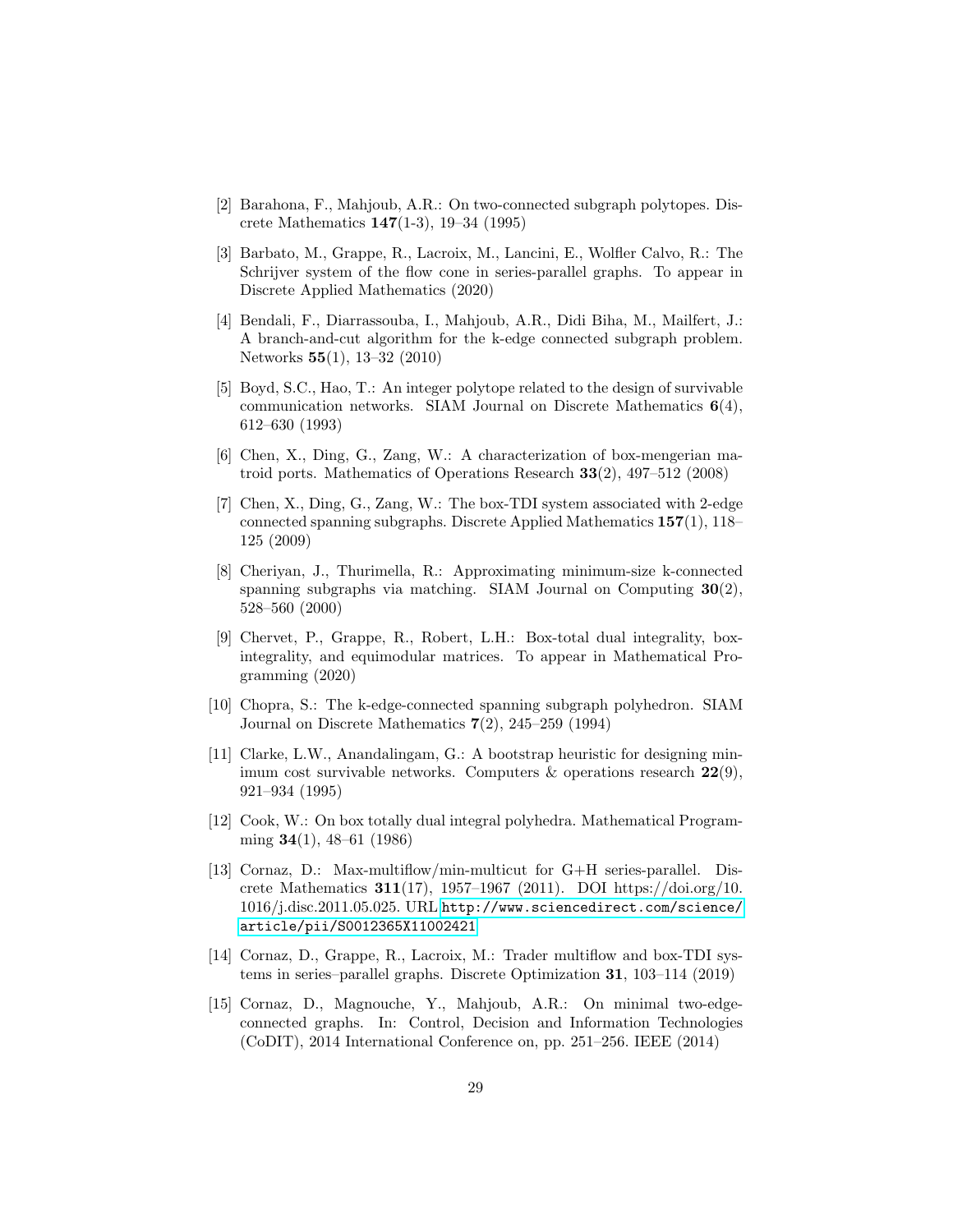[2] Barahona, F., Mahjoub, A.R.: On two-connected subgraph polytopes. Discrete Mathematics **147**(1-3), 19–34 (1995)

[3] Barbato, M., Grappe, R., Lacroix, M., Lancini, E., Wolfler Calvo, R.: The Schrijver system of the flow cone in series-parallel graphs. To appear in Discrete Applied Mathematics (2020)

[4] Bendali, F., Diarrassouba, I., Mahjoub, A.R., Didi Biha, M., Mailfert, J.: A branch-and-cut algorithm for the k-edge connected subgraph problem. Networks **55**(1), 13–32 (2010)

[5] Boyd, S.C., Hao, T.: An integer polytope related to the design of survivable communication networks. SIAM Journal on Discrete Mathematics **6**(4), 612–630 (1993)

[6] Chen, X., Ding, G., Zang, W.: A characterization of box-mengerian matroid ports. Mathematics of Operations Research **33**(2), 497–512 (2008)

[7] Chen, X., Ding, G., Zang, W.: The box-TDI system associated with 2-edge connected spanning subgraphs. Discrete Applied Mathematics **157**(1), 118–125 (2009)

[8] Cheriyan, J., Thurimella, R.: Approximating minimum-size k-connected spanning subgraphs via matching. SIAM Journal on Computing **30**(2), 528–560 (2000)

[9] Chervet, P., Grappe, R., Robert, L.H.: Box-total dual integrality, box-integrality, and equimodular matrices. To appear in Mathematical Programming (2020)

[10] Chopra, S.: The k-edge-connected spanning subgraph polyhedron. SIAM Journal on Discrete Mathematics **7**(2), 245–259 (1994)

[11] Clarke, L.W., Anandalingam, G.: A bootstrap heuristic for designing minimum cost survivable networks. Computers & operations research **22**(9), 921–934 (1995)

[12] Cook, W.: On box totally dual integral polyhedra. Mathematical Programming **34**(1), 48–61 (1986)

[13] Cornaz, D.: Max-multiflow/min-multicut for G+H series-parallel. Discrete Mathematics **311**(17), 1957–1967 (2011). DOI https://doi.org/10.1016/j.disc.2011.05.025. URL `http://www.sciencedirect.com/science/article/pii/S0012365X11002421`

[14] Cornaz, D., Grappe, R., Lacroix, M.: Trader multiflow and box-TDI systems in series–parallel graphs. Discrete Optimization **31**, 103–114 (2019)

[15] Cornaz, D., Magnouche, Y., Mahjoub, A.R.: On minimal two-edge-connected graphs. In: Control, Decision and Information Technologies (CoDIT), 2014 International Conference on, pp. 251–256. IEEE (2014)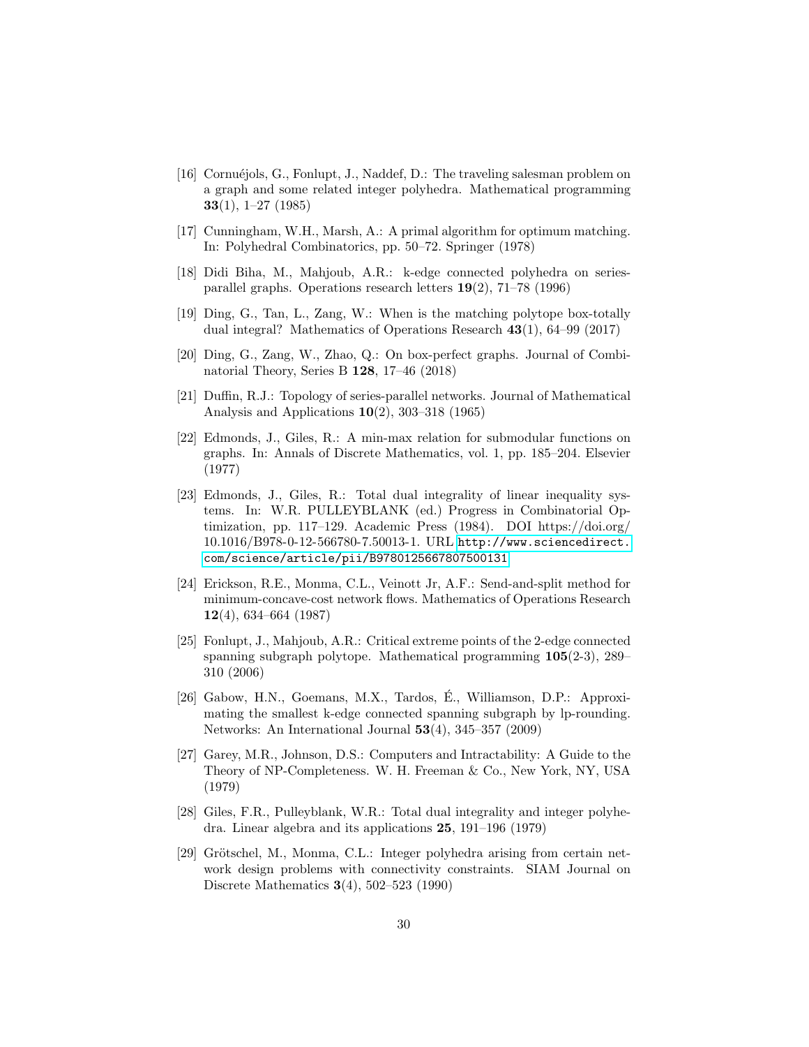[16] Cornuéjols, G., Fonlupt, J., Naddef, D.: The traveling salesman problem on a graph and some related integer polyhedra. Mathematical programming **33**(1), 1–27 (1985)

[17] Cunningham, W.H., Marsh, A.: A primal algorithm for optimum matching. In: Polyhedral Combinatorics, pp. 50–72. Springer (1978)

[18] Didi Biha, M., Mahjoub, A.R.: k-edge connected polyhedra on series-parallel graphs. Operations research letters **19**(2), 71–78 (1996)

[19] Ding, G., Tan, L., Zang, W.: When is the matching polytope box-totally dual integral? Mathematics of Operations Research **43**(1), 64–99 (2017)

[20] Ding, G., Zang, W., Zhao, Q.: On box-perfect graphs. Journal of Combinatorial Theory, Series B **128**, 17–46 (2018)

[21] Duffin, R.J.: Topology of series-parallel networks. Journal of Mathematical Analysis and Applications **10**(2), 303–318 (1965)

[22] Edmonds, J., Giles, R.: A min-max relation for submodular functions on graphs. In: Annals of Discrete Mathematics, vol. 1, pp. 185–204. Elsevier (1977)

[23] Edmonds, J., Giles, R.: Total dual integrality of linear inequality systems. In: W.R. PULLEYBLANK (ed.) Progress in Combinatorial Optimization, pp. 117–129. Academic Press (1984). DOI https://doi.org/10.1016/B978-0-12-566780-7.50013-1. URL http://www.sciencedirect.com/science/article/pii/B9780125667807500131

[24] Erickson, R.E., Monma, C.L., Veinott Jr, A.F.: Send-and-split method for minimum-concave-cost network flows. Mathematics of Operations Research **12**(4), 634–664 (1987)

[25] Fonlupt, J., Mahjoub, A.R.: Critical extreme points of the 2-edge connected spanning subgraph polytope. Mathematical programming **105**(2-3), 289–310 (2006)

[26] Gabow, H.N., Goemans, M.X., Tardos, É., Williamson, D.P.: Approximating the smallest k-edge connected spanning subgraph by lp-rounding. Networks: An International Journal **53**(4), 345–357 (2009)

[27] Garey, M.R., Johnson, D.S.: Computers and Intractability: A Guide to the Theory of NP-Completeness. W. H. Freeman & Co., New York, NY, USA (1979)

[28] Giles, F.R., Pulleyblank, W.R.: Total dual integrality and integer polyhedra. Linear algebra and its applications **25**, 191–196 (1979)

[29] Grötschel, M., Monma, C.L.: Integer polyhedra arising from certain network design problems with connectivity constraints. SIAM Journal on Discrete Mathematics **3**(4), 502–523 (1990)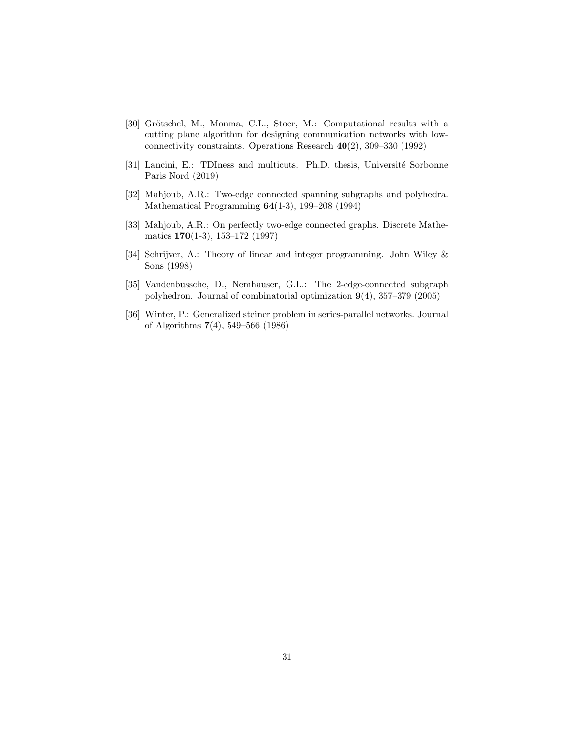[30] Grötschel, M., Monma, C.L., Stoer, M.: Computational results with a cutting plane algorithm for designing communication networks with low-connectivity constraints. Operations Research **40**(2), 309–330 (1992)

[31] Lancini, E.: TDIness and multicuts. Ph.D. thesis, Université Sorbonne Paris Nord (2019)

[32] Mahjoub, A.R.: Two-edge connected spanning subgraphs and polyhedra. Mathematical Programming **64**(1-3), 199–208 (1994)

[33] Mahjoub, A.R.: On perfectly two-edge connected graphs. Discrete Mathematics **170**(1-3), 153–172 (1997)

[34] Schrijver, A.: Theory of linear and integer programming. John Wiley & Sons (1998)

[35] Vandenbussche, D., Nemhauser, G.L.: The 2-edge-connected subgraph polyhedron. Journal of combinatorial optimization **9**(4), 357–379 (2005)

[36] Winter, P.: Generalized steiner problem in series-parallel networks. Journal of Algorithms **7**(4), 549–566 (1986)